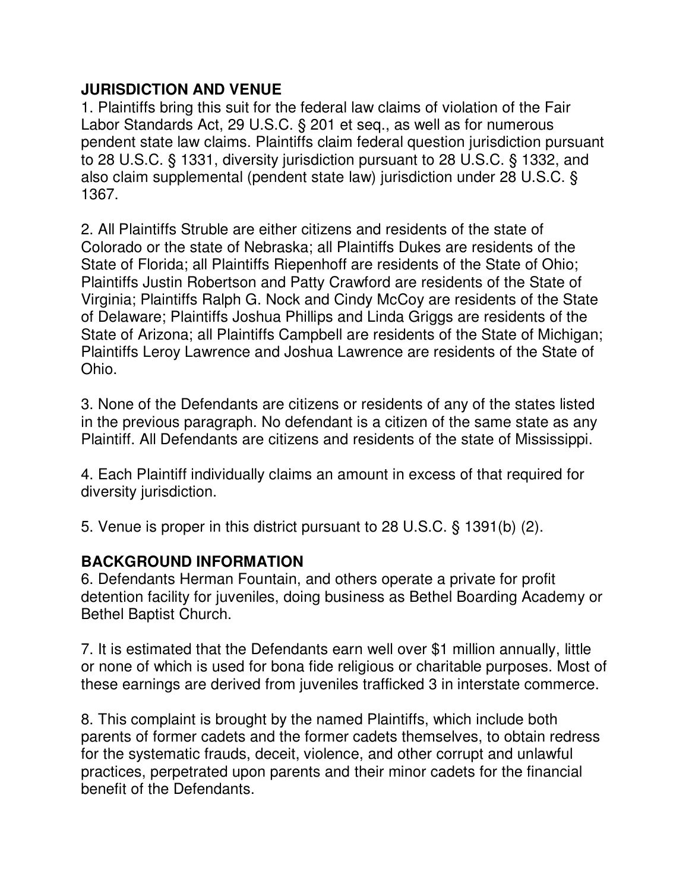## JURISDICTION AND VENUE

1. Plaintiffs bring this suit for the federal law claims of violation of the Fair Labor Standards Act, 29 U.S.C. § 201 et seq., as well as for numerous pendent state law claims. Plaintiffs claim federal question jurisdiction pursuant to 28 U.S.C. § 1331, diversity jurisdiction pursuant to 28 U.S.C. § 1332, and also claim supplemental (pendent state law) jurisdiction under 28 U.S.C. § 1367.

2. All Plaintiffs Struble are either citizens and residents of the state of Colorado or the state of Nebraska; all Plaintiffs Dukes are residents of the State of Florida; all Plaintiffs Riepenhoff are residents of the State of Ohio; Plaintiffs Justin Robertson and Patty Crawford are residents of the State of Virginia; Plaintiffs Ralph G. Nock and Cindy McCoy are residents of the State of Delaware; Plaintiffs Joshua Phillips and Linda Griggs are residents of the State of Arizona; all Plaintiffs Campbell are residents of the State of Michigan; Plaintiffs Leroy Lawrence and Joshua Lawrence are residents of the State of Ohio.

3. None of the Defendants are citizens or residents of any of the states listed in the previous paragraph. No defendant is a citizen of the same state as any Plaintiff. All Defendants are citizens and residents of the state of Mississippi.

4. Each Plaintiff individually claims an amount in excess of that required for diversity jurisdiction.

5. Venue is proper in this district pursuant to 28 U.S.C. § 1391(b) (2).

## BACKGROUND INFORMATION

6. Defendants Herman Fountain, and others operate a private for profit detention facility for juveniles, doing business as Bethel Boarding Academy or Bethel Baptist Church.

7. It is estimated that the Defendants earn well over $1 million annually, little or none of which is used for bona fide religious or charitable purposes. Most of these earnings are derived from juveniles trafficked 3 in interstate commerce.

8. This complaint is brought by the named Plaintiffs, which include both parents of former cadets and the former cadets themselves, to obtain redress for the systematic frauds, deceit, violence, and other corrupt and unlawful practices, perpetrated upon parents and their minor cadets for the financial benefit of the Defendants.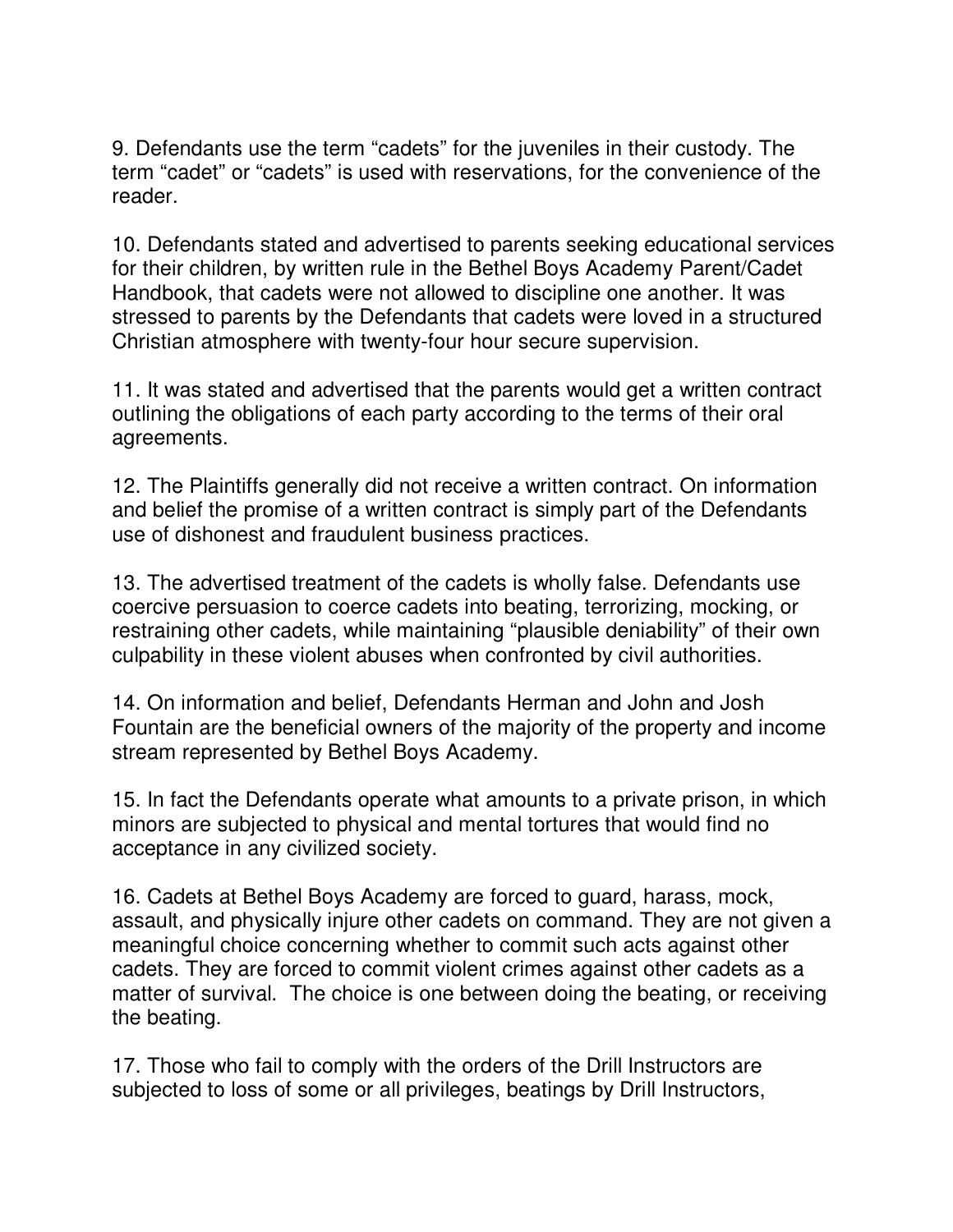9. Defendants use the term “cadets” for the juveniles in their custody. The term “cadet” or “cadets” is used with reservations, for the convenience of the reader.

10. Defendants stated and advertised to parents seeking educational services for their children, by written rule in the Bethel Boys Academy Parent/Cadet Handbook, that cadets were not allowed to discipline one another. It was stressed to parents by the Defendants that cadets were loved in a structured Christian atmosphere with twenty-four hour secure supervision.

11. It was stated and advertised that the parents would get a written contract outlining the obligations of each party according to the terms of their oral agreements.

12. The Plaintiffs generally did not receive a written contract. On information and belief the promise of a written contract is simply part of the Defendants use of dishonest and fraudulent business practices.

13. The advertised treatment of the cadets is wholly false. Defendants use coercive persuasion to coerce cadets into beating, terrorizing, mocking, or restraining other cadets, while maintaining “plausible deniability” of their own culpability in these violent abuses when confronted by civil authorities.

14. On information and belief, Defendants Herman and John and Josh Fountain are the beneficial owners of the majority of the property and income stream represented by Bethel Boys Academy.

15. In fact the Defendants operate what amounts to a private prison, in which minors are subjected to physical and mental tortures that would find no acceptance in any civilized society.

16. Cadets at Bethel Boys Academy are forced to guard, harass, mock, assault, and physically injure other cadets on command. They are not given a meaningful choice concerning whether to commit such acts against other cadets. They are forced to commit violent crimes against other cadets as a matter of survival. The choice is one between doing the beating, or receiving the beating.

17. Those who fail to comply with the orders of the Drill Instructors are subjected to loss of some or all privileges, beatings by Drill Instructors,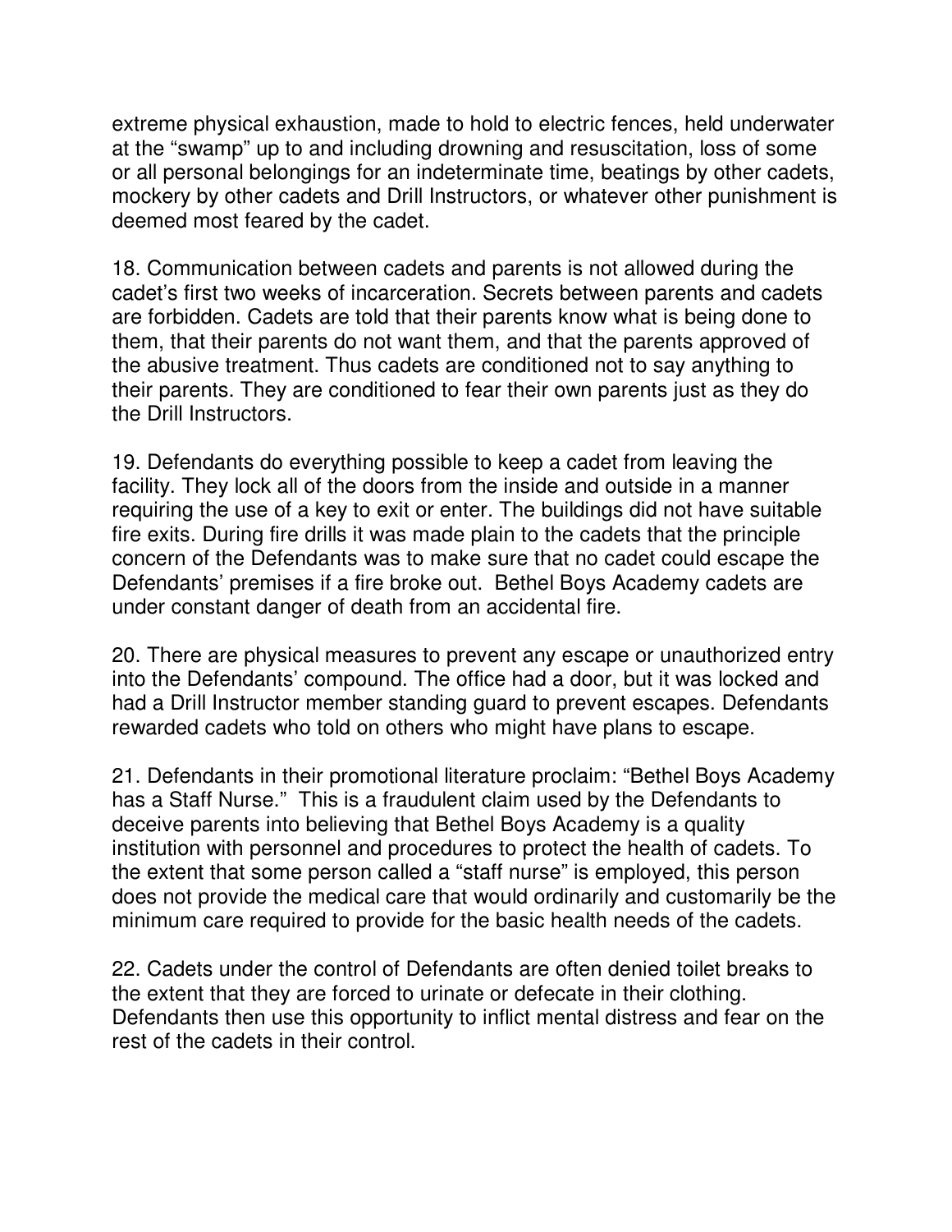extreme physical exhaustion, made to hold to electric fences, held underwater at the "swamp" up to and including drowning and resuscitation, loss of some or all personal belongings for an indeterminate time, beatings by other cadets, mockery by other cadets and Drill Instructors, or whatever other punishment is deemed most feared by the cadet.

18. Communication between cadets and parents is not allowed during the cadet's first two weeks of incarceration. Secrets between parents and cadets are forbidden. Cadets are told that their parents know what is being done to them, that their parents do not want them, and that the parents approved of the abusive treatment. Thus cadets are conditioned not to say anything to their parents. They are conditioned to fear their own parents just as they do the Drill Instructors.

19. Defendants do everything possible to keep a cadet from leaving the facility. They lock all of the doors from the inside and outside in a manner requiring the use of a key to exit or enter. The buildings did not have suitable fire exits. During fire drills it was made plain to the cadets that the principle concern of the Defendants was to make sure that no cadet could escape the Defendants' premises if a fire broke out. Bethel Boys Academy cadets are under constant danger of death from an accidental fire.

20. There are physical measures to prevent any escape or unauthorized entry into the Defendants' compound. The office had a door, but it was locked and had a Drill Instructor member standing guard to prevent escapes. Defendants rewarded cadets who told on others who might have plans to escape.

21. Defendants in their promotional literature proclaim: "Bethel Boys Academy has a Staff Nurse." This is a fraudulent claim used by the Defendants to deceive parents into believing that Bethel Boys Academy is a quality institution with personnel and procedures to protect the health of cadets. To the extent that some person called a "staff nurse" is employed, this person does not provide the medical care that would ordinarily and customarily be the minimum care required to provide for the basic health needs of the cadets.

22. Cadets under the control of Defendants are often denied toilet breaks to the extent that they are forced to urinate or defecate in their clothing. Defendants then use this opportunity to inflict mental distress and fear on the rest of the cadets in their control.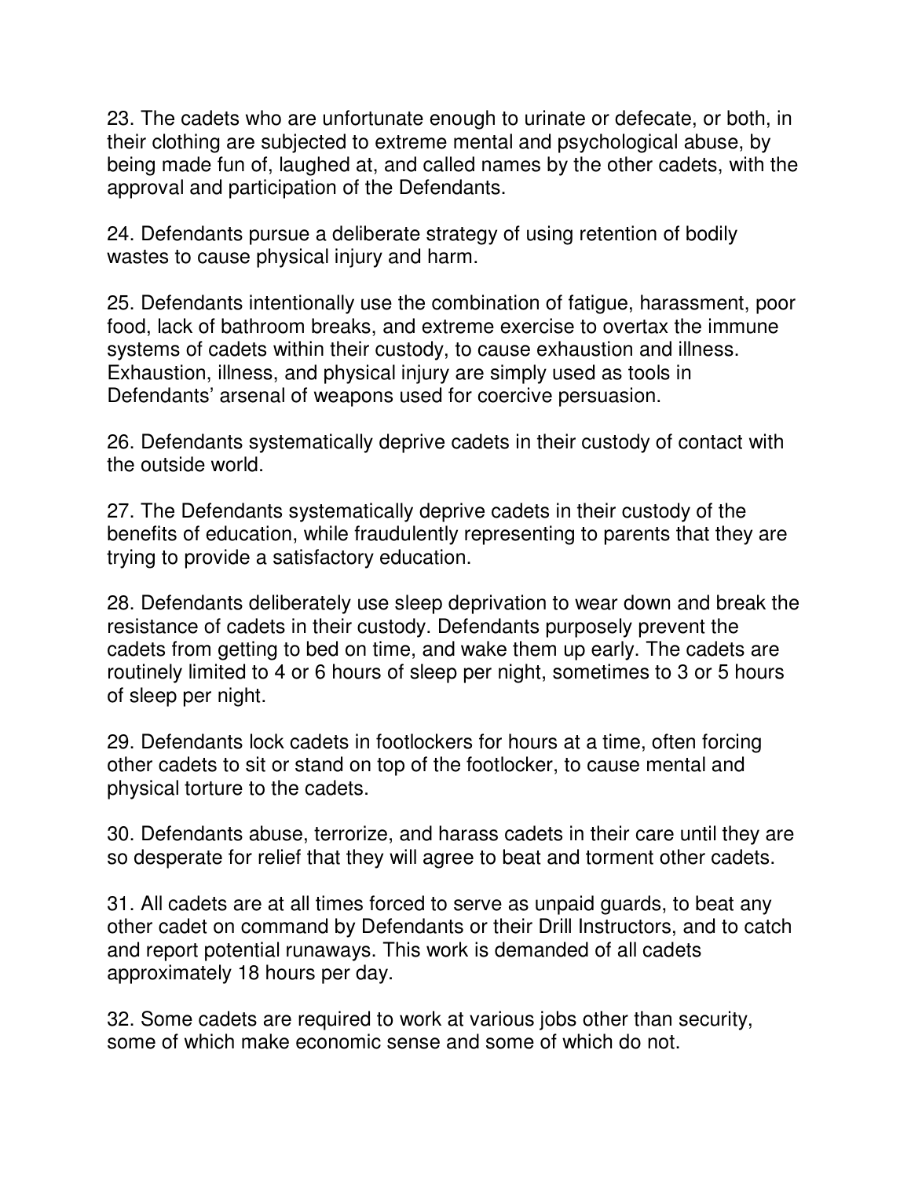23. The cadets who are unfortunate enough to urinate or defecate, or both, in their clothing are subjected to extreme mental and psychological abuse, by being made fun of, laughed at, and called names by the other cadets, with the approval and participation of the Defendants.

24. Defendants pursue a deliberate strategy of using retention of bodily wastes to cause physical injury and harm.

25. Defendants intentionally use the combination of fatigue, harassment, poor food, lack of bathroom breaks, and extreme exercise to overtax the immune systems of cadets within their custody, to cause exhaustion and illness. Exhaustion, illness, and physical injury are simply used as tools in Defendants' arsenal of weapons used for coercive persuasion.

26. Defendants systematically deprive cadets in their custody of contact with the outside world.

27. The Defendants systematically deprive cadets in their custody of the benefits of education, while fraudulently representing to parents that they are trying to provide a satisfactory education.

28. Defendants deliberately use sleep deprivation to wear down and break the resistance of cadets in their custody. Defendants purposely prevent the cadets from getting to bed on time, and wake them up early. The cadets are routinely limited to 4 or 6 hours of sleep per night, sometimes to 3 or 5 hours of sleep per night.

29. Defendants lock cadets in footlockers for hours at a time, often forcing other cadets to sit or stand on top of the footlocker, to cause mental and physical torture to the cadets.

30. Defendants abuse, terrorize, and harass cadets in their care until they are so desperate for relief that they will agree to beat and torment other cadets.

31. All cadets are at all times forced to serve as unpaid guards, to beat any other cadet on command by Defendants or their Drill Instructors, and to catch and report potential runaways. This work is demanded of all cadets approximately 18 hours per day.

32. Some cadets are required to work at various jobs other than security, some of which make economic sense and some of which do not.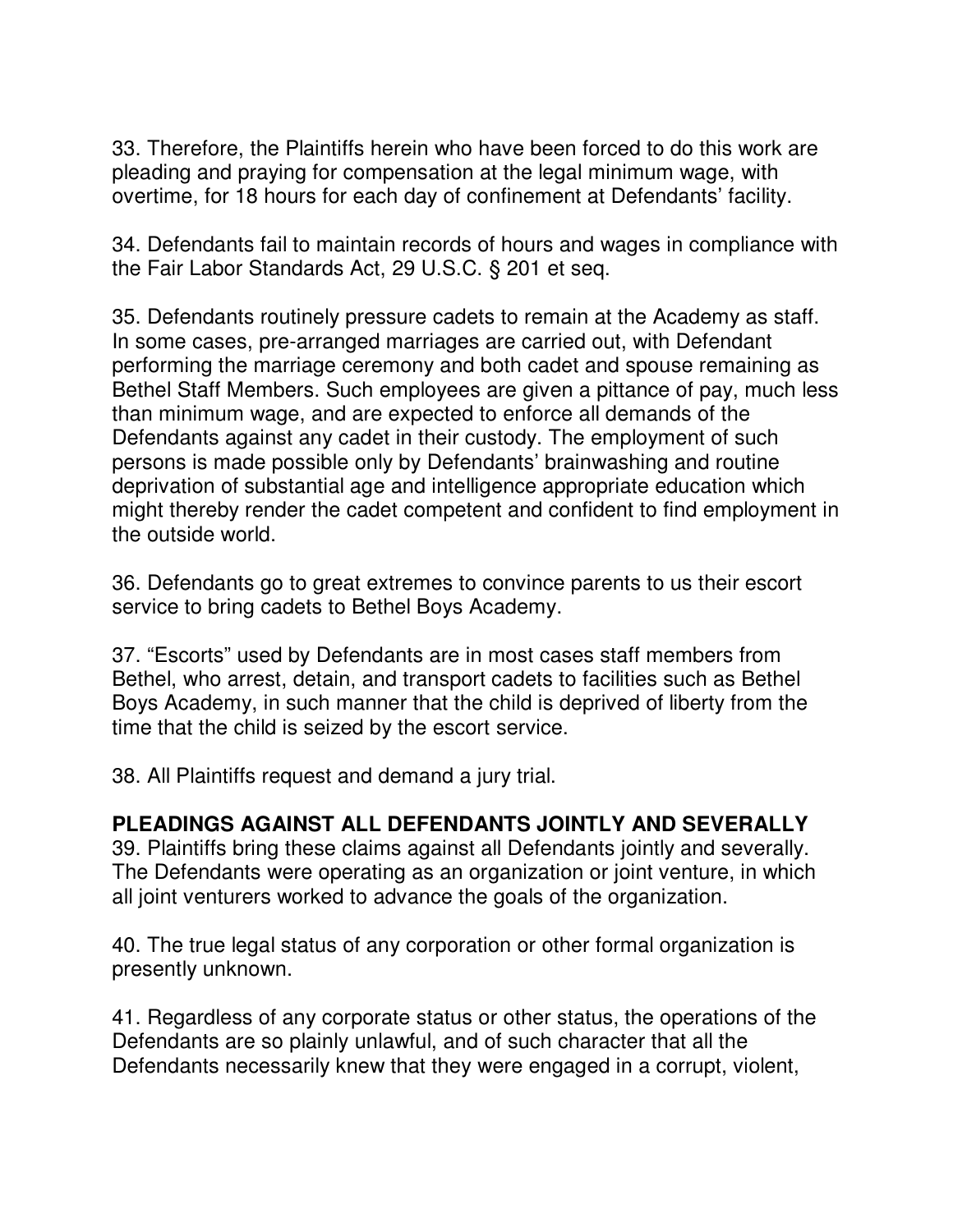33. Therefore, the Plaintiffs herein who have been forced to do this work are pleading and praying for compensation at the legal minimum wage, with overtime, for 18 hours for each day of confinement at Defendants' facility.

34. Defendants fail to maintain records of hours and wages in compliance with the Fair Labor Standards Act, 29 U.S.C. § 201 et seq.

35. Defendants routinely pressure cadets to remain at the Academy as staff. In some cases, pre-arranged marriages are carried out, with Defendant performing the marriage ceremony and both cadet and spouse remaining as Bethel Staff Members. Such employees are given a pittance of pay, much less than minimum wage, and are expected to enforce all demands of the Defendants against any cadet in their custody. The employment of such persons is made possible only by Defendants' brainwashing and routine deprivation of substantial age and intelligence appropriate education which might thereby render the cadet competent and confident to find employment in the outside world.

36. Defendants go to great extremes to convince parents to us their escort service to bring cadets to Bethel Boys Academy.

37. "Escorts" used by Defendants are in most cases staff members from Bethel, who arrest, detain, and transport cadets to facilities such as Bethel Boys Academy, in such manner that the child is deprived of liberty from the time that the child is seized by the escort service.

38. All Plaintiffs request and demand a jury trial.

**PLEADINGS AGAINST ALL DEFENDANTS JOINTLY AND SEVERALLY**

39. Plaintiffs bring these claims against all Defendants jointly and severally. The Defendants were operating as an organization or joint venture, in which all joint venturers worked to advance the goals of the organization.

40. The true legal status of any corporation or other formal organization is presently unknown.

41. Regardless of any corporate status or other status, the operations of the Defendants are so plainly unlawful, and of such character that all the Defendants necessarily knew that they were engaged in a corrupt, violent,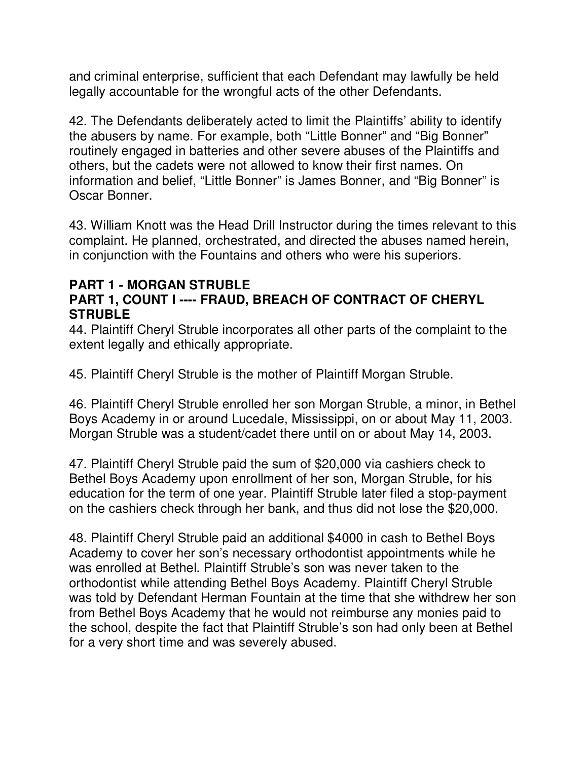and criminal enterprise, sufficient that each Defendant may lawfully be held legally accountable for the wrongful acts of the other Defendants.

42. The Defendants deliberately acted to limit the Plaintiffs' ability to identify the abusers by name. For example, both "Little Bonner" and "Big Bonner" routinely engaged in batteries and other severe abuses of the Plaintiffs and others, but the cadets were not allowed to know their first names. On information and belief, "Little Bonner" is James Bonner, and "Big Bonner" is Oscar Bonner.

43. William Knott was the Head Drill Instructor during the times relevant to this complaint. He planned, orchestrated, and directed the abuses named herein, in conjunction with the Fountains and others who were his superiors.

**PART 1 - MORGAN STRUBLE**

**PART 1, COUNT I ---- FRAUD, BREACH OF CONTRACT OF CHERYL STRUBLE**

44. Plaintiff Cheryl Struble incorporates all other parts of the complaint to the extent legally and ethically appropriate.

45. Plaintiff Cheryl Struble is the mother of Plaintiff Morgan Struble.

46. Plaintiff Cheryl Struble enrolled her son Morgan Struble, a minor, in Bethel Boys Academy in or around Lucedale, Mississippi, on or about May 11, 2003. Morgan Struble was a student/cadet there until on or about May 14, 2003.

47. Plaintiff Cheryl Struble paid the sum of $20,000 via cashiers check to Bethel Boys Academy upon enrollment of her son, Morgan Struble, for his education for the term of one year. Plaintiff Struble later filed a stop-payment on the cashiers check through her bank, and thus did not lose the $20,000.

48. Plaintiff Cheryl Struble paid an additional $4000 in cash to Bethel Boys Academy to cover her son's necessary orthodontist appointments while he was enrolled at Bethel. Plaintiff Struble's son was never taken to the orthodontist while attending Bethel Boys Academy. Plaintiff Cheryl Struble was told by Defendant Herman Fountain at the time that she withdrew her son from Bethel Boys Academy that he would not reimburse any monies paid to the school, despite the fact that Plaintiff Struble's son had only been at Bethel for a very short time and was severely abused.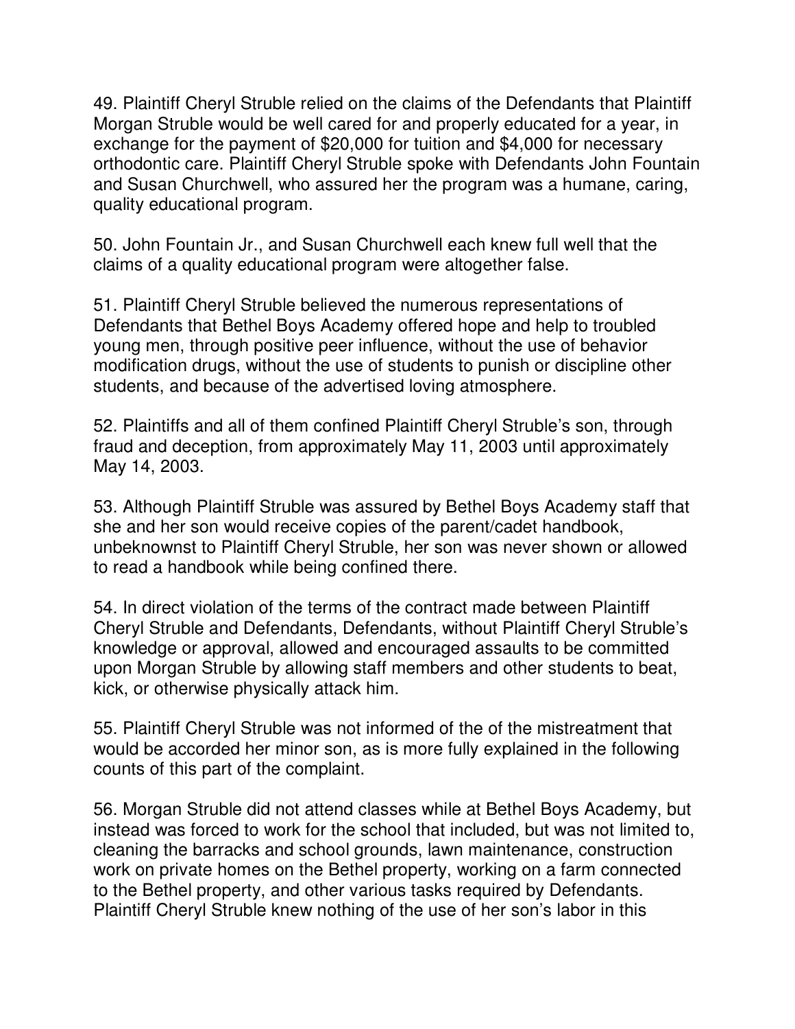49. Plaintiff Cheryl Struble relied on the claims of the Defendants that Plaintiff Morgan Struble would be well cared for and properly educated for a year, in exchange for the payment of $20,000 for tuition and $4,000 for necessary orthodontic care. Plaintiff Cheryl Struble spoke with Defendants John Fountain and Susan Churchwell, who assured her the program was a humane, caring, quality educational program.

50. John Fountain Jr., and Susan Churchwell each knew full well that the claims of a quality educational program were altogether false.

51. Plaintiff Cheryl Struble believed the numerous representations of Defendants that Bethel Boys Academy offered hope and help to troubled young men, through positive peer influence, without the use of behavior modification drugs, without the use of students to punish or discipline other students, and because of the advertised loving atmosphere.

52. Plaintiffs and all of them confined Plaintiff Cheryl Struble's son, through fraud and deception, from approximately May 11, 2003 until approximately May 14, 2003.

53. Although Plaintiff Struble was assured by Bethel Boys Academy staff that she and her son would receive copies of the parent/cadet handbook, unbeknownst to Plaintiff Cheryl Struble, her son was never shown or allowed to read a handbook while being confined there.

54. In direct violation of the terms of the contract made between Plaintiff Cheryl Struble and Defendants, Defendants, without Plaintiff Cheryl Struble's knowledge or approval, allowed and encouraged assaults to be committed upon Morgan Struble by allowing staff members and other students to beat, kick, or otherwise physically attack him.

55. Plaintiff Cheryl Struble was not informed of the of the mistreatment that would be accorded her minor son, as is more fully explained in the following counts of this part of the complaint.

56. Morgan Struble did not attend classes while at Bethel Boys Academy, but instead was forced to work for the school that included, but was not limited to, cleaning the barracks and school grounds, lawn maintenance, construction work on private homes on the Bethel property, working on a farm connected to the Bethel property, and other various tasks required by Defendants. Plaintiff Cheryl Struble knew nothing of the use of her son's labor in this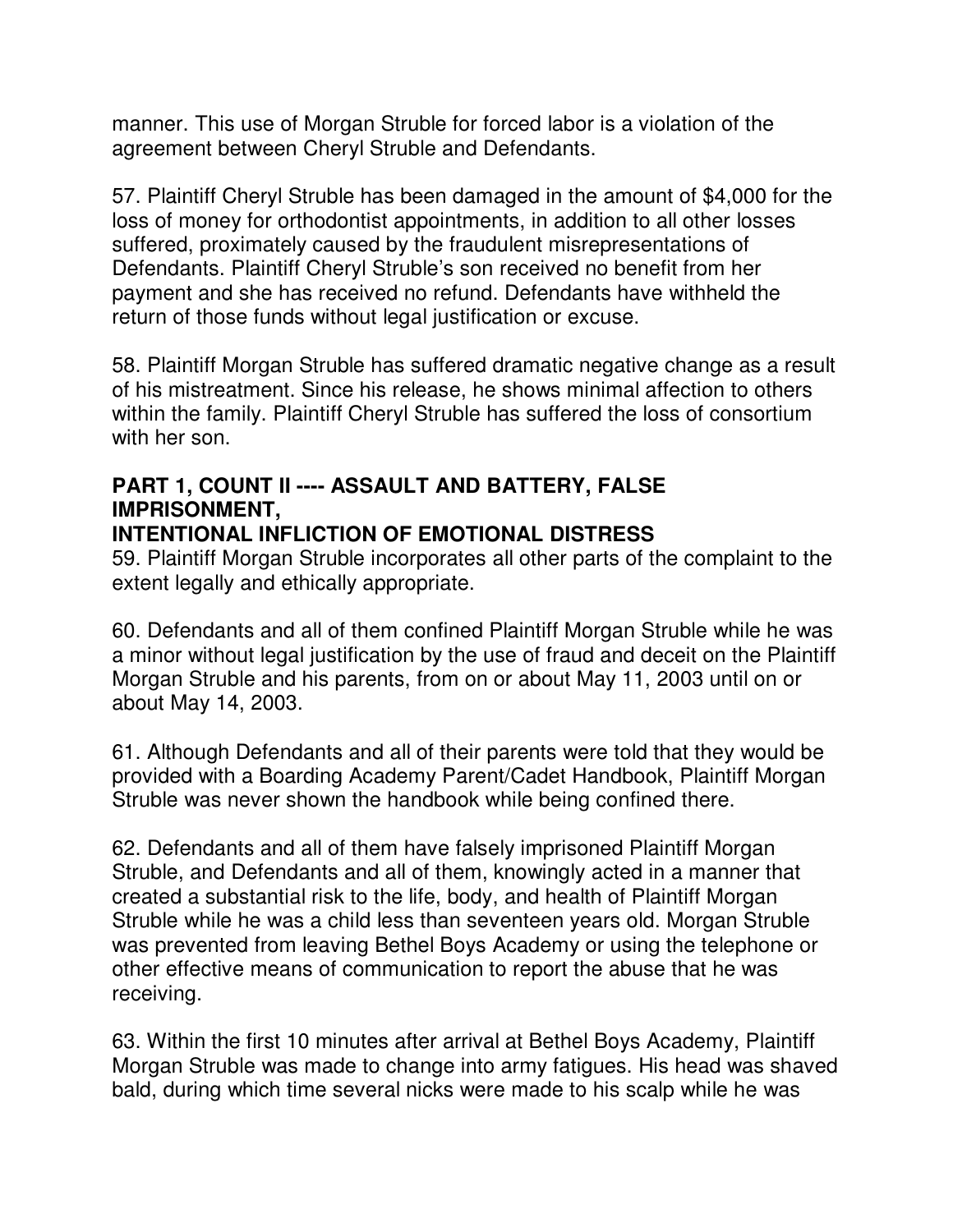manner. This use of Morgan Struble for forced labor is a violation of the agreement between Cheryl Struble and Defendants.

57. Plaintiff Cheryl Struble has been damaged in the amount of $4,000 for the loss of money for orthodontist appointments, in addition to all other losses suffered, proximately caused by the fraudulent misrepresentations of Defendants. Plaintiff Cheryl Struble's son received no benefit from her payment and she has received no refund. Defendants have withheld the return of those funds without legal justification or excuse.

58. Plaintiff Morgan Struble has suffered dramatic negative change as a result of his mistreatment. Since his release, he shows minimal affection to others within the family. Plaintiff Cheryl Struble has suffered the loss of consortium with her son.

**PART 1, COUNT II ---- ASSAULT AND BATTERY, FALSE IMPRISONMENT,**
**INTENTIONAL INFLICTION OF EMOTIONAL DISTRESS**

59. Plaintiff Morgan Struble incorporates all other parts of the complaint to the extent legally and ethically appropriate.

60. Defendants and all of them confined Plaintiff Morgan Struble while he was a minor without legal justification by the use of fraud and deceit on the Plaintiff Morgan Struble and his parents, from on or about May 11, 2003 until on or about May 14, 2003.

61. Although Defendants and all of their parents were told that they would be provided with a Boarding Academy Parent/Cadet Handbook, Plaintiff Morgan Struble was never shown the handbook while being confined there.

62. Defendants and all of them have falsely imprisoned Plaintiff Morgan Struble, and Defendants and all of them, knowingly acted in a manner that created a substantial risk to the life, body, and health of Plaintiff Morgan Struble while he was a child less than seventeen years old. Morgan Struble was prevented from leaving Bethel Boys Academy or using the telephone or other effective means of communication to report the abuse that he was receiving.

63. Within the first 10 minutes after arrival at Bethel Boys Academy, Plaintiff Morgan Struble was made to change into army fatigues. His head was shaved bald, during which time several nicks were made to his scalp while he was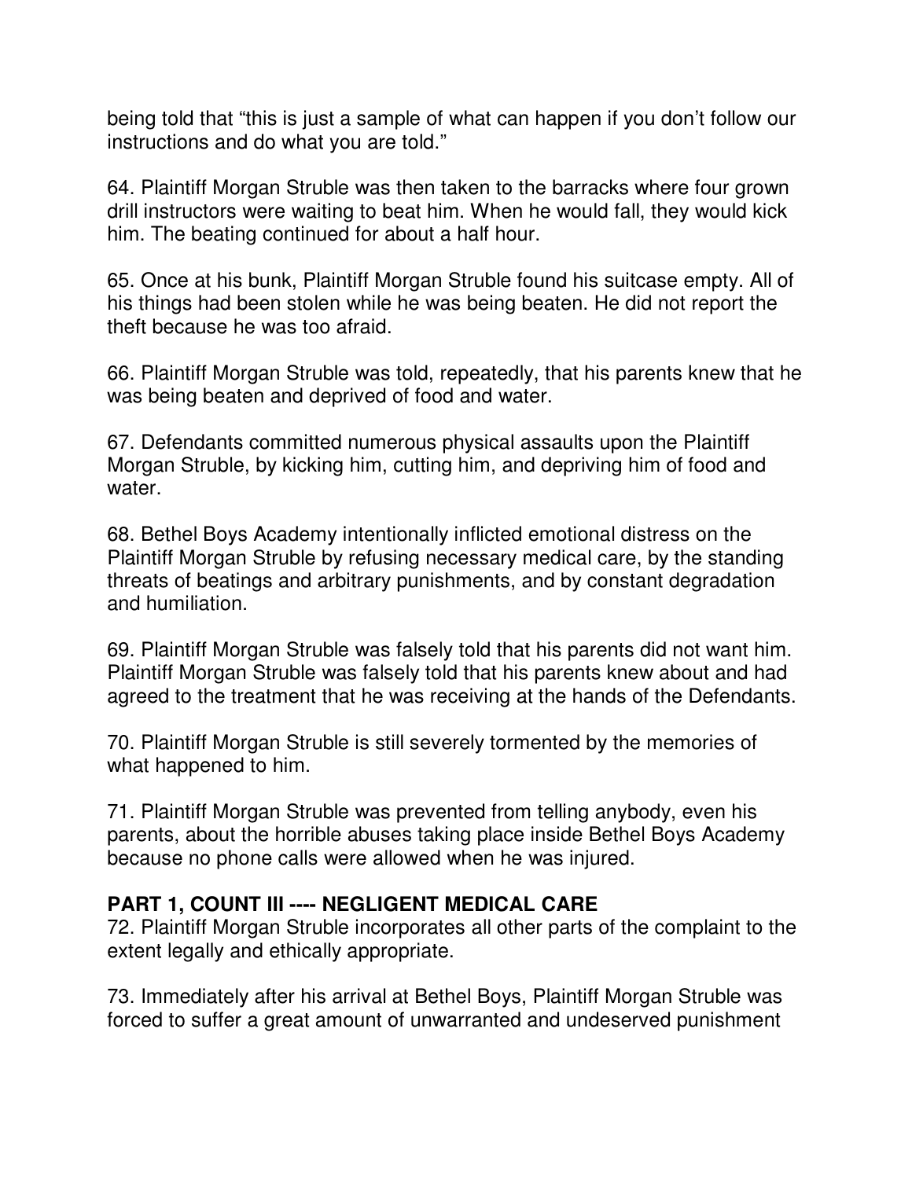being told that “this is just a sample of what can happen if you don’t follow our instructions and do what you are told.”

64. Plaintiff Morgan Struble was then taken to the barracks where four grown drill instructors were waiting to beat him. When he would fall, they would kick him. The beating continued for about a half hour.

65. Once at his bunk, Plaintiff Morgan Struble found his suitcase empty. All of his things had been stolen while he was being beaten. He did not report the theft because he was too afraid.

66. Plaintiff Morgan Struble was told, repeatedly, that his parents knew that he was being beaten and deprived of food and water.

67. Defendants committed numerous physical assaults upon the Plaintiff Morgan Struble, by kicking him, cutting him, and depriving him of food and water.

68. Bethel Boys Academy intentionally inflicted emotional distress on the Plaintiff Morgan Struble by refusing necessary medical care, by the standing threats of beatings and arbitrary punishments, and by constant degradation and humiliation.

69. Plaintiff Morgan Struble was falsely told that his parents did not want him. Plaintiff Morgan Struble was falsely told that his parents knew about and had agreed to the treatment that he was receiving at the hands of the Defendants.

70. Plaintiff Morgan Struble is still severely tormented by the memories of what happened to him.

71. Plaintiff Morgan Struble was prevented from telling anybody, even his parents, about the horrible abuses taking place inside Bethel Boys Academy because no phone calls were allowed when he was injured.

**PART 1, COUNT III ---- NEGLIGENT MEDICAL CARE**

72. Plaintiff Morgan Struble incorporates all other parts of the complaint to the extent legally and ethically appropriate.

73. Immediately after his arrival at Bethel Boys, Plaintiff Morgan Struble was forced to suffer a great amount of unwarranted and undeserved punishment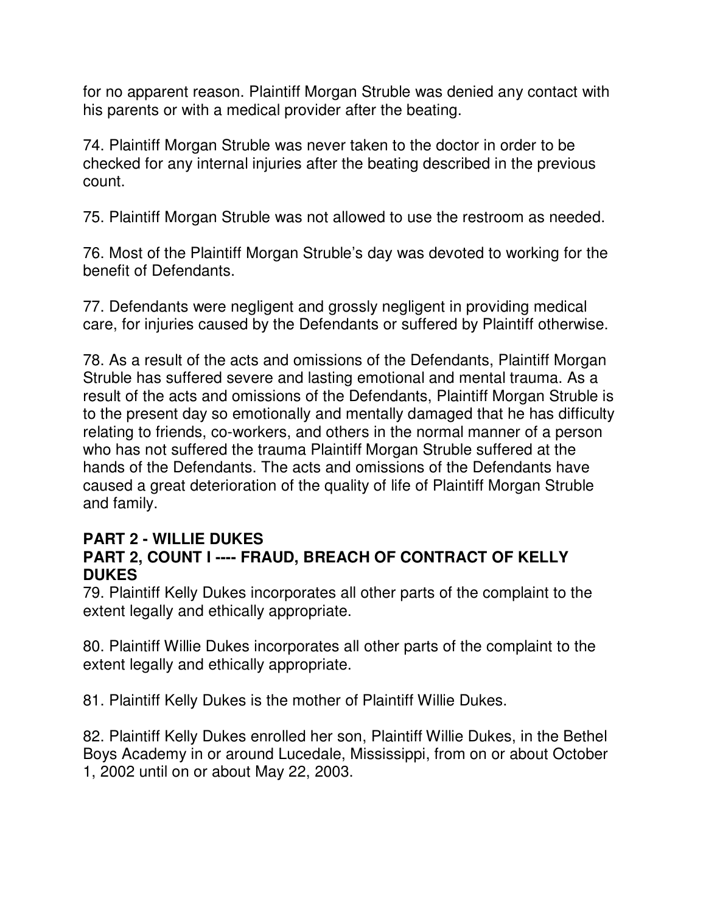for no apparent reason. Plaintiff Morgan Struble was denied any contact with his parents or with a medical provider after the beating.

74. Plaintiff Morgan Struble was never taken to the doctor in order to be checked for any internal injuries after the beating described in the previous count.

75. Plaintiff Morgan Struble was not allowed to use the restroom as needed.

76. Most of the Plaintiff Morgan Struble's day was devoted to working for the benefit of Defendants.

77. Defendants were negligent and grossly negligent in providing medical care, for injuries caused by the Defendants or suffered by Plaintiff otherwise.

78. As a result of the acts and omissions of the Defendants, Plaintiff Morgan Struble has suffered severe and lasting emotional and mental trauma. As a result of the acts and omissions of the Defendants, Plaintiff Morgan Struble is to the present day so emotionally and mentally damaged that he has difficulty relating to friends, co-workers, and others in the normal manner of a person who has not suffered the trauma Plaintiff Morgan Struble suffered at the hands of the Defendants. The acts and omissions of the Defendants have caused a great deterioration of the quality of life of Plaintiff Morgan Struble and family.

## PART 2 - WILLIE DUKES

## PART 2, COUNT I ---- FRAUD, BREACH OF CONTRACT OF KELLY DUKES

79. Plaintiff Kelly Dukes incorporates all other parts of the complaint to the extent legally and ethically appropriate.

80. Plaintiff Willie Dukes incorporates all other parts of the complaint to the extent legally and ethically appropriate.

81. Plaintiff Kelly Dukes is the mother of Plaintiff Willie Dukes.

82. Plaintiff Kelly Dukes enrolled her son, Plaintiff Willie Dukes, in the Bethel Boys Academy in or around Lucedale, Mississippi, from on or about October 1, 2002 until on or about May 22, 2003.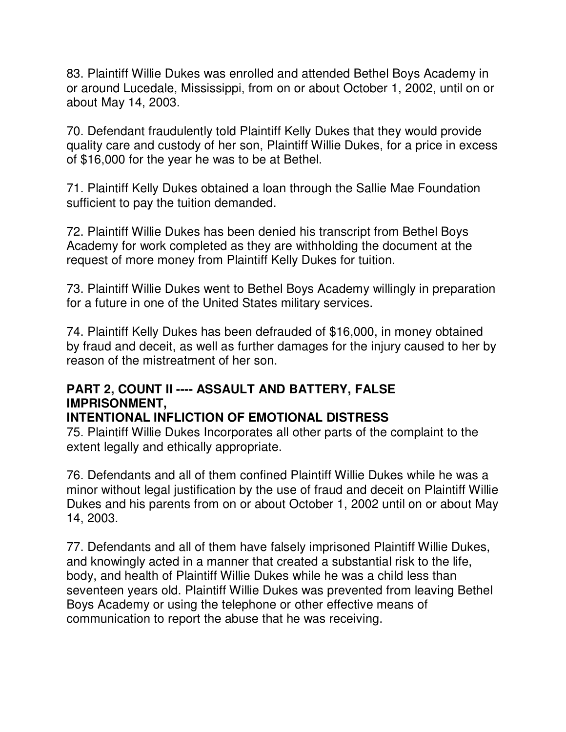83. Plaintiff Willie Dukes was enrolled and attended Bethel Boys Academy in or around Lucedale, Mississippi, from on or about October 1, 2002, until on or about May 14, 2003.

70. Defendant fraudulently told Plaintiff Kelly Dukes that they would provide quality care and custody of her son, Plaintiff Willie Dukes, for a price in excess of $16,000 for the year he was to be at Bethel.

71. Plaintiff Kelly Dukes obtained a loan through the Sallie Mae Foundation sufficient to pay the tuition demanded.

72. Plaintiff Willie Dukes has been denied his transcript from Bethel Boys Academy for work completed as they are withholding the document at the request of more money from Plaintiff Kelly Dukes for tuition.

73. Plaintiff Willie Dukes went to Bethel Boys Academy willingly in preparation for a future in one of the United States military services.

74. Plaintiff Kelly Dukes has been defrauded of $16,000, in money obtained by fraud and deceit, as well as further damages for the injury caused to her by reason of the mistreatment of her son.

**PART 2, COUNT II ---- ASSAULT AND BATTERY, FALSE IMPRISONMENT, INTENTIONAL INFLICTION OF EMOTIONAL DISTRESS**

75. Plaintiff Willie Dukes Incorporates all other parts of the complaint to the extent legally and ethically appropriate.

76. Defendants and all of them confined Plaintiff Willie Dukes while he was a minor without legal justification by the use of fraud and deceit on Plaintiff Willie Dukes and his parents from on or about October 1, 2002 until on or about May 14, 2003.

77. Defendants and all of them have falsely imprisoned Plaintiff Willie Dukes, and knowingly acted in a manner that created a substantial risk to the life, body, and health of Plaintiff Willie Dukes while he was a child less than seventeen years old. Plaintiff Willie Dukes was prevented from leaving Bethel Boys Academy or using the telephone or other effective means of communication to report the abuse that he was receiving.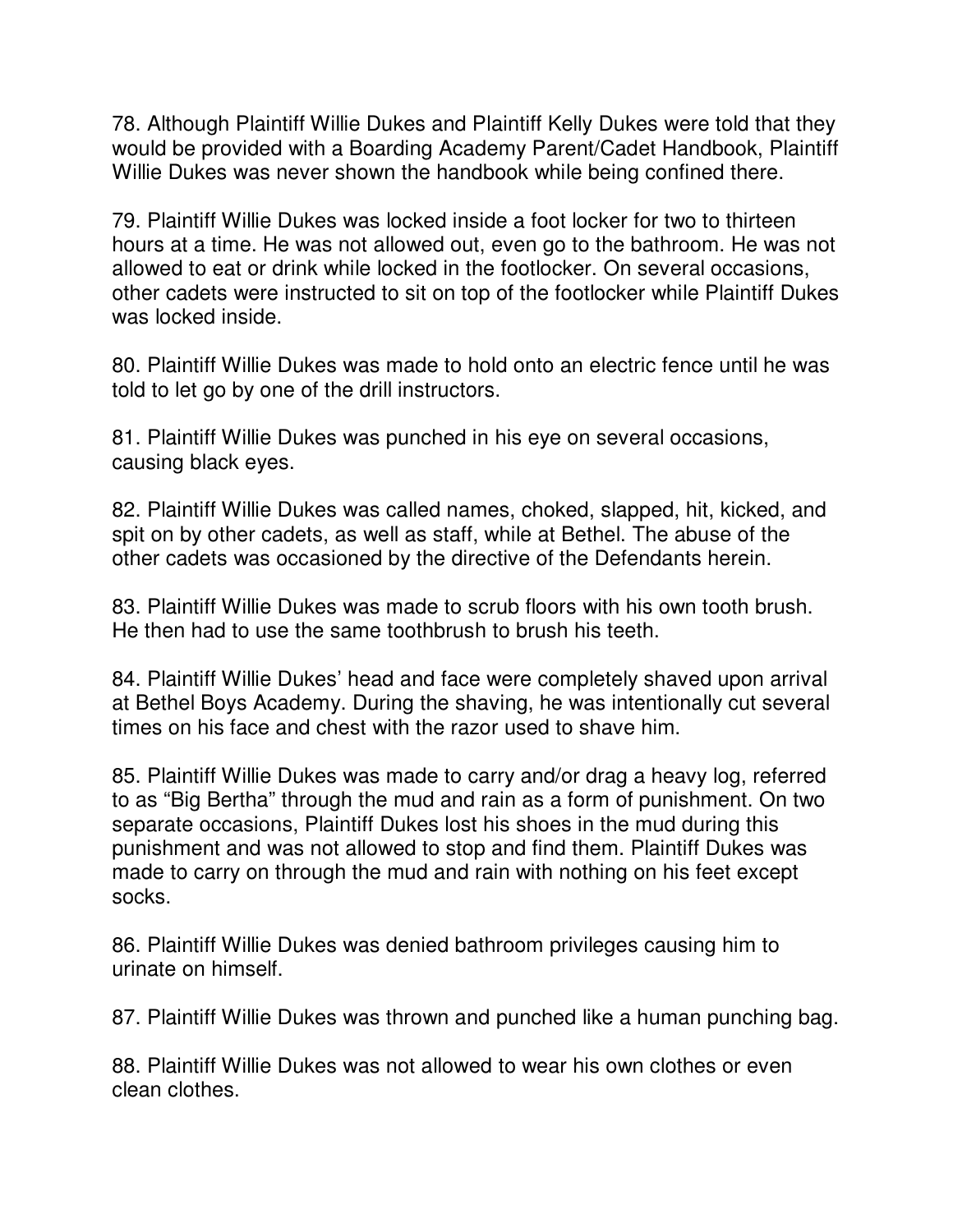78. Although Plaintiff Willie Dukes and Plaintiff Kelly Dukes were told that they would be provided with a Boarding Academy Parent/Cadet Handbook, Plaintiff Willie Dukes was never shown the handbook while being confined there.

79. Plaintiff Willie Dukes was locked inside a foot locker for two to thirteen hours at a time. He was not allowed out, even go to the bathroom. He was not allowed to eat or drink while locked in the footlocker. On several occasions, other cadets were instructed to sit on top of the footlocker while Plaintiff Dukes was locked inside.

80. Plaintiff Willie Dukes was made to hold onto an electric fence until he was told to let go by one of the drill instructors.

81. Plaintiff Willie Dukes was punched in his eye on several occasions, causing black eyes.

82. Plaintiff Willie Dukes was called names, choked, slapped, hit, kicked, and spit on by other cadets, as well as staff, while at Bethel. The abuse of the other cadets was occasioned by the directive of the Defendants herein.

83. Plaintiff Willie Dukes was made to scrub floors with his own tooth brush. He then had to use the same toothbrush to brush his teeth.

84. Plaintiff Willie Dukes' head and face were completely shaved upon arrival at Bethel Boys Academy. During the shaving, he was intentionally cut several times on his face and chest with the razor used to shave him.

85. Plaintiff Willie Dukes was made to carry and/or drag a heavy log, referred to as "Big Bertha" through the mud and rain as a form of punishment. On two separate occasions, Plaintiff Dukes lost his shoes in the mud during this punishment and was not allowed to stop and find them. Plaintiff Dukes was made to carry on through the mud and rain with nothing on his feet except socks.

86. Plaintiff Willie Dukes was denied bathroom privileges causing him to urinate on himself.

87. Plaintiff Willie Dukes was thrown and punched like a human punching bag.

88. Plaintiff Willie Dukes was not allowed to wear his own clothes or even clean clothes.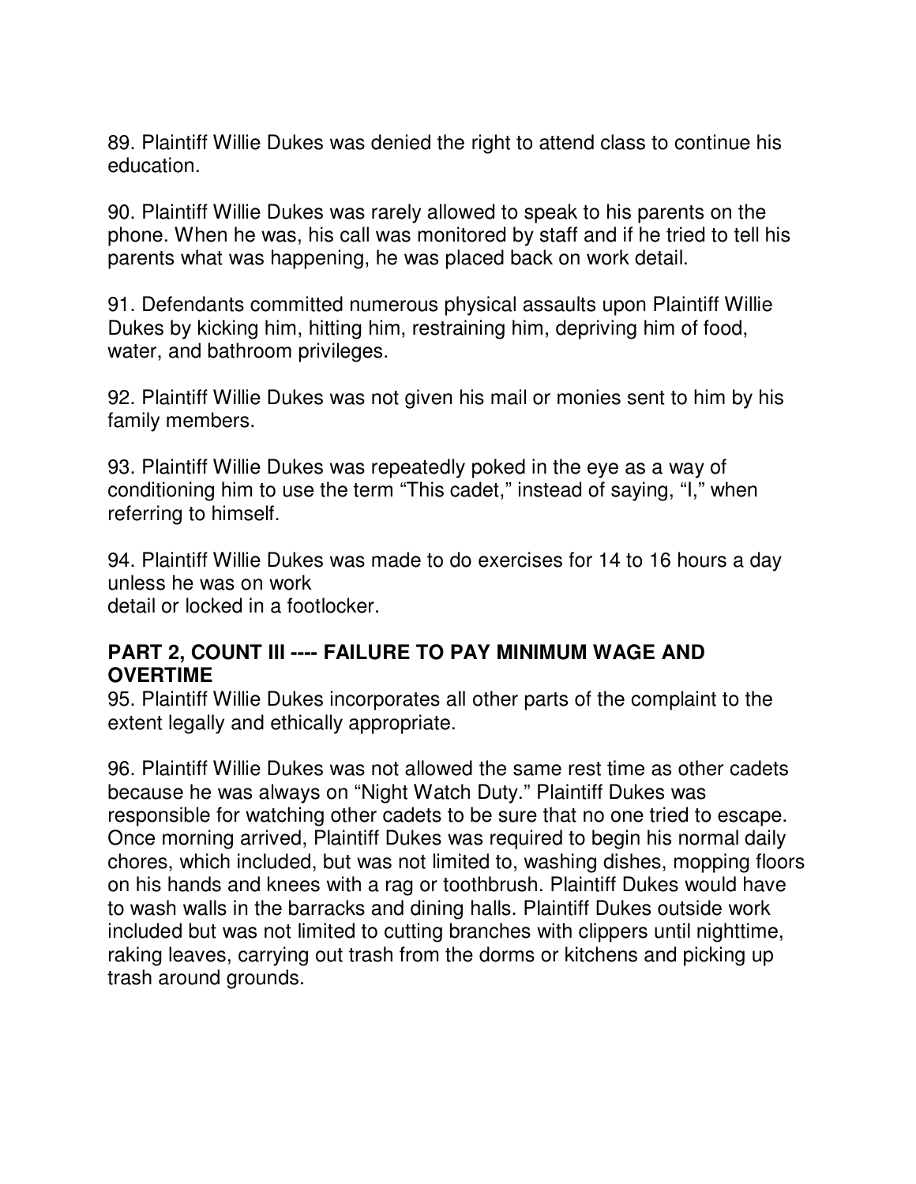89. Plaintiff Willie Dukes was denied the right to attend class to continue his education.

90. Plaintiff Willie Dukes was rarely allowed to speak to his parents on the phone. When he was, his call was monitored by staff and if he tried to tell his parents what was happening, he was placed back on work detail.

91. Defendants committed numerous physical assaults upon Plaintiff Willie Dukes by kicking him, hitting him, restraining him, depriving him of food, water, and bathroom privileges.

92. Plaintiff Willie Dukes was not given his mail or monies sent to him by his family members.

93. Plaintiff Willie Dukes was repeatedly poked in the eye as a way of conditioning him to use the term "This cadet," instead of saying, "I," when referring to himself.

94. Plaintiff Willie Dukes was made to do exercises for 14 to 16 hours a day unless he was on work detail or locked in a footlocker.

**PART 2, COUNT III ---- FAILURE TO PAY MINIMUM WAGE AND OVERTIME**

95. Plaintiff Willie Dukes incorporates all other parts of the complaint to the extent legally and ethically appropriate.

96. Plaintiff Willie Dukes was not allowed the same rest time as other cadets because he was always on "Night Watch Duty." Plaintiff Dukes was responsible for watching other cadets to be sure that no one tried to escape. Once morning arrived, Plaintiff Dukes was required to begin his normal daily chores, which included, but was not limited to, washing dishes, mopping floors on his hands and knees with a rag or toothbrush. Plaintiff Dukes would have to wash walls in the barracks and dining halls. Plaintiff Dukes outside work included but was not limited to cutting branches with clippers until nighttime, raking leaves, carrying out trash from the dorms or kitchens and picking up trash around grounds.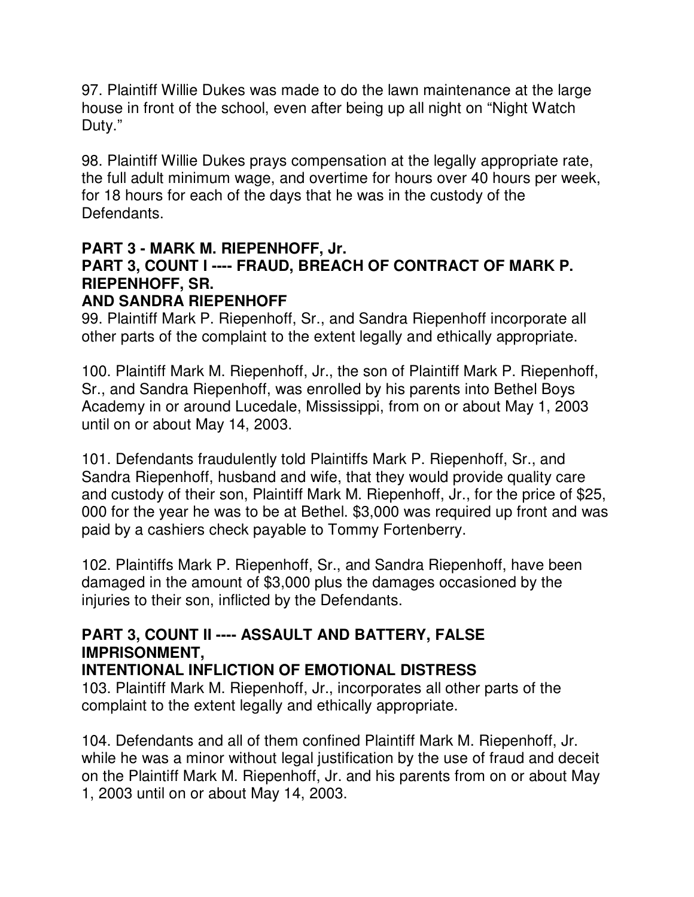97. Plaintiff Willie Dukes was made to do the lawn maintenance at the large house in front of the school, even after being up all night on "Night Watch Duty."

98. Plaintiff Willie Dukes prays compensation at the legally appropriate rate, the full adult minimum wage, and overtime for hours over 40 hours per week, for 18 hours for each of the days that he was in the custody of the Defendants.

**PART 3 - MARK M. RIEPENHOFF, Jr.**
**PART 3, COUNT I ---- FRAUD, BREACH OF CONTRACT OF MARK P. RIEPENHOFF, SR.**
**AND SANDRA RIEPENHOFF**

99. Plaintiff Mark P. Riepenhoff, Sr., and Sandra Riepenhoff incorporate all other parts of the complaint to the extent legally and ethically appropriate.

100. Plaintiff Mark M. Riepenhoff, Jr., the son of Plaintiff Mark P. Riepenhoff, Sr., and Sandra Riepenhoff, was enrolled by his parents into Bethel Boys Academy in or around Lucedale, Mississippi, from on or about May 1, 2003 until on or about May 14, 2003.

101. Defendants fraudulently told Plaintiffs Mark P. Riepenhoff, Sr., and Sandra Riepenhoff, husband and wife, that they would provide quality care and custody of their son, Plaintiff Mark M. Riepenhoff, Jr., for the price of $25, 000 for the year he was to be at Bethel. $3,000 was required up front and was paid by a cashiers check payable to Tommy Fortenberry.

102. Plaintiffs Mark P. Riepenhoff, Sr., and Sandra Riepenhoff, have been damaged in the amount of $3,000 plus the damages occasioned by the injuries to their son, inflicted by the Defendants.

**PART 3, COUNT II ---- ASSAULT AND BATTERY, FALSE IMPRISONMENT,**
**INTENTIONAL INFLICTION OF EMOTIONAL DISTRESS**

103. Plaintiff Mark M. Riepenhoff, Jr., incorporates all other parts of the complaint to the extent legally and ethically appropriate.

104. Defendants and all of them confined Plaintiff Mark M. Riepenhoff, Jr. while he was a minor without legal justification by the use of fraud and deceit on the Plaintiff Mark M. Riepenhoff, Jr. and his parents from on or about May 1, 2003 until on or about May 14, 2003.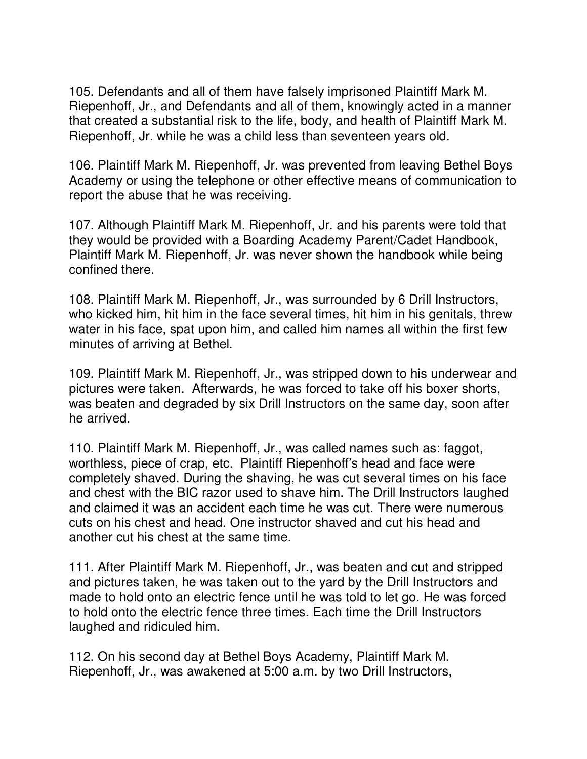105. Defendants and all of them have falsely imprisoned Plaintiff Mark M. Riepenhoff, Jr., and Defendants and all of them, knowingly acted in a manner that created a substantial risk to the life, body, and health of Plaintiff Mark M. Riepenhoff, Jr. while he was a child less than seventeen years old.

106. Plaintiff Mark M. Riepenhoff, Jr. was prevented from leaving Bethel Boys Academy or using the telephone or other effective means of communication to report the abuse that he was receiving.

107. Although Plaintiff Mark M. Riepenhoff, Jr. and his parents were told that they would be provided with a Boarding Academy Parent/Cadet Handbook, Plaintiff Mark M. Riepenhoff, Jr. was never shown the handbook while being confined there.

108. Plaintiff Mark M. Riepenhoff, Jr., was surrounded by 6 Drill Instructors, who kicked him, hit him in the face several times, hit him in his genitals, threw water in his face, spat upon him, and called him names all within the first few minutes of arriving at Bethel.

109. Plaintiff Mark M. Riepenhoff, Jr., was stripped down to his underwear and pictures were taken. Afterwards, he was forced to take off his boxer shorts, was beaten and degraded by six Drill Instructors on the same day, soon after he arrived.

110. Plaintiff Mark M. Riepenhoff, Jr., was called names such as: faggot, worthless, piece of crap, etc. Plaintiff Riepenhoff's head and face were completely shaved. During the shaving, he was cut several times on his face and chest with the BIC razor used to shave him. The Drill Instructors laughed and claimed it was an accident each time he was cut. There were numerous cuts on his chest and head. One instructor shaved and cut his head and another cut his chest at the same time.

111. After Plaintiff Mark M. Riepenhoff, Jr., was beaten and cut and stripped and pictures taken, he was taken out to the yard by the Drill Instructors and made to hold onto an electric fence until he was told to let go. He was forced to hold onto the electric fence three times. Each time the Drill Instructors laughed and ridiculed him.

112. On his second day at Bethel Boys Academy, Plaintiff Mark M. Riepenhoff, Jr., was awakened at 5:00 a.m. by two Drill Instructors,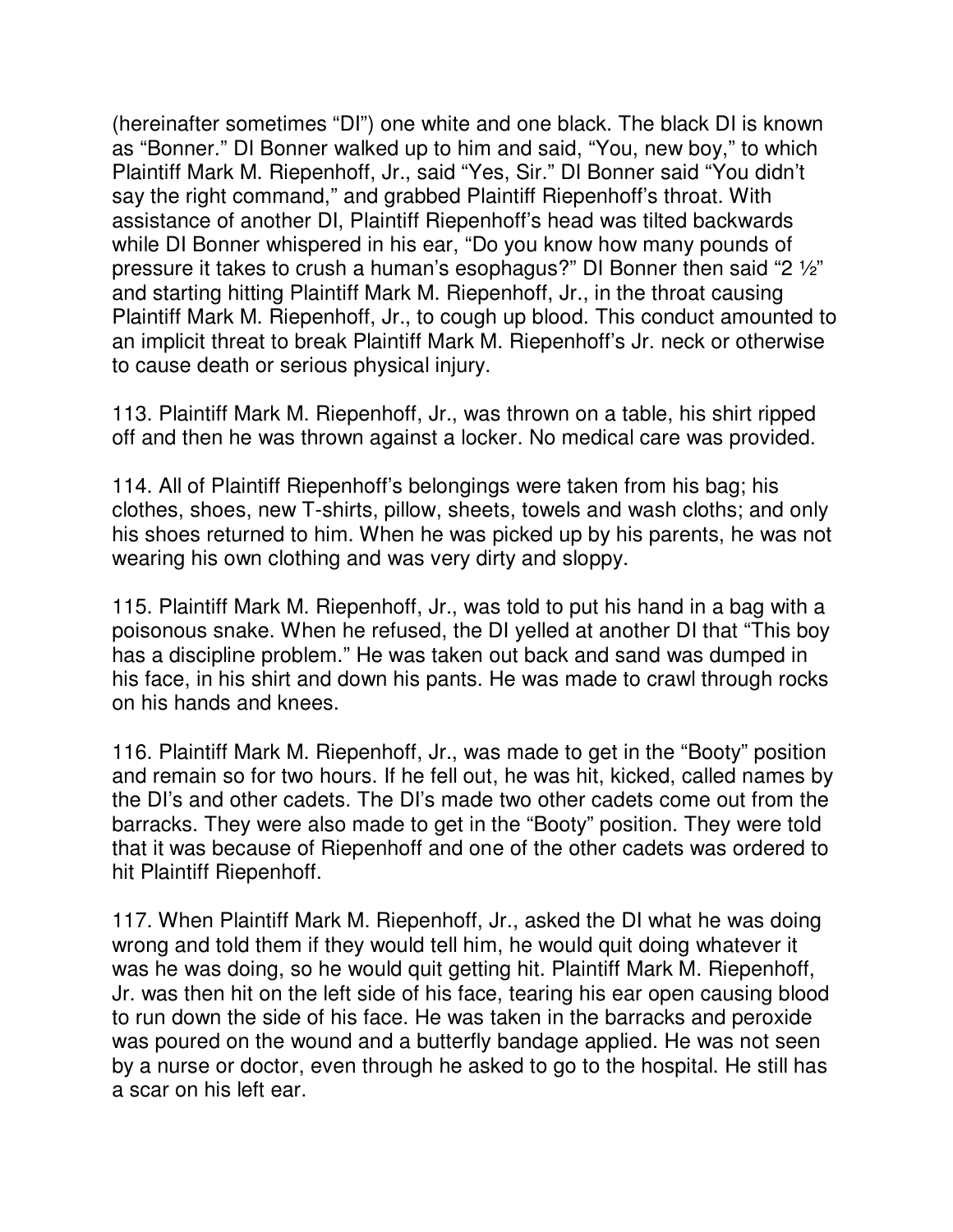(hereinafter sometimes "DI") one white and one black. The black DI is known as "Bonner." DI Bonner walked up to him and said, "You, new boy," to which Plaintiff Mark M. Riepenhoff, Jr., said "Yes, Sir." DI Bonner said "You didn't say the right command," and grabbed Plaintiff Riepenhoff's throat. With assistance of another DI, Plaintiff Riepenhoff's head was tilted backwards while DI Bonner whispered in his ear, "Do you know how many pounds of pressure it takes to crush a human's esophagus?" DI Bonner then said "2 ½" and starting hitting Plaintiff Mark M. Riepenhoff, Jr., in the throat causing Plaintiff Mark M. Riepenhoff, Jr., to cough up blood. This conduct amounted to an implicit threat to break Plaintiff Mark M. Riepenhoff's Jr. neck or otherwise to cause death or serious physical injury.

113. Plaintiff Mark M. Riepenhoff, Jr., was thrown on a table, his shirt ripped off and then he was thrown against a locker. No medical care was provided.

114. All of Plaintiff Riepenhoff's belongings were taken from his bag; his clothes, shoes, new T-shirts, pillow, sheets, towels and wash cloths; and only his shoes returned to him. When he was picked up by his parents, he was not wearing his own clothing and was very dirty and sloppy.

115. Plaintiff Mark M. Riepenhoff, Jr., was told to put his hand in a bag with a poisonous snake. When he refused, the DI yelled at another DI that "This boy has a discipline problem." He was taken out back and sand was dumped in his face, in his shirt and down his pants. He was made to crawl through rocks on his hands and knees.

116. Plaintiff Mark M. Riepenhoff, Jr., was made to get in the "Booty" position and remain so for two hours. If he fell out, he was hit, kicked, called names by the DI's and other cadets. The DI's made two other cadets come out from the barracks. They were also made to get in the "Booty" position. They were told that it was because of Riepenhoff and one of the other cadets was ordered to hit Plaintiff Riepenhoff.

117. When Plaintiff Mark M. Riepenhoff, Jr., asked the DI what he was doing wrong and told them if they would tell him, he would quit doing whatever it was he was doing, so he would quit getting hit. Plaintiff Mark M. Riepenhoff, Jr. was then hit on the left side of his face, tearing his ear open causing blood to run down the side of his face. He was taken in the barracks and peroxide was poured on the wound and a butterfly bandage applied. He was not seen by a nurse or doctor, even through he asked to go to the hospital. He still has a scar on his left ear.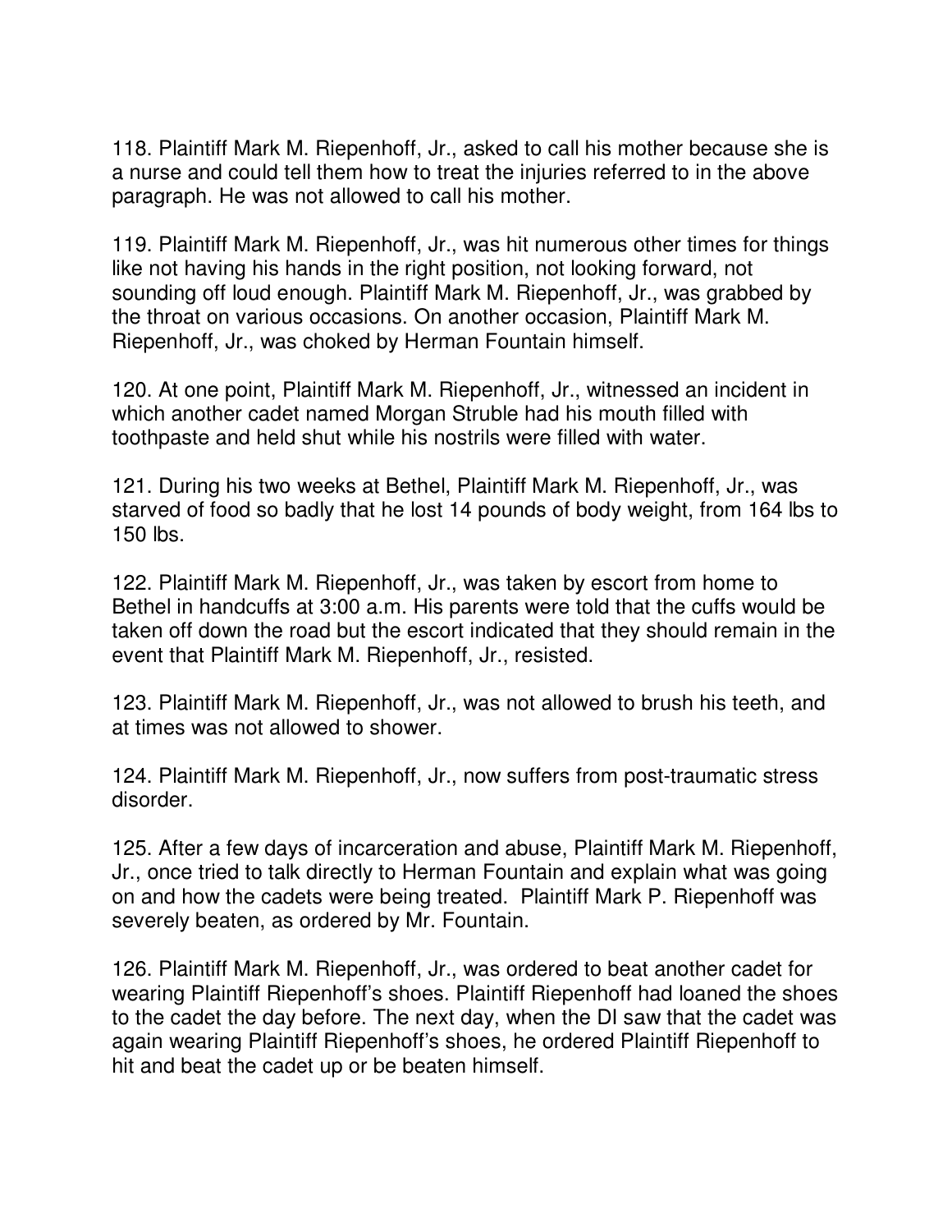118. Plaintiff Mark M. Riepenhoff, Jr., asked to call his mother because she is a nurse and could tell them how to treat the injuries referred to in the above paragraph. He was not allowed to call his mother.

119. Plaintiff Mark M. Riepenhoff, Jr., was hit numerous other times for things like not having his hands in the right position, not looking forward, not sounding off loud enough. Plaintiff Mark M. Riepenhoff, Jr., was grabbed by the throat on various occasions. On another occasion, Plaintiff Mark M. Riepenhoff, Jr., was choked by Herman Fountain himself.

120. At one point, Plaintiff Mark M. Riepenhoff, Jr., witnessed an incident in which another cadet named Morgan Struble had his mouth filled with toothpaste and held shut while his nostrils were filled with water.

121. During his two weeks at Bethel, Plaintiff Mark M. Riepenhoff, Jr., was starved of food so badly that he lost 14 pounds of body weight, from 164 lbs to 150 lbs.

122. Plaintiff Mark M. Riepenhoff, Jr., was taken by escort from home to Bethel in handcuffs at 3:00 a.m. His parents were told that the cuffs would be taken off down the road but the escort indicated that they should remain in the event that Plaintiff Mark M. Riepenhoff, Jr., resisted.

123. Plaintiff Mark M. Riepenhoff, Jr., was not allowed to brush his teeth, and at times was not allowed to shower.

124. Plaintiff Mark M. Riepenhoff, Jr., now suffers from post-traumatic stress disorder.

125. After a few days of incarceration and abuse, Plaintiff Mark M. Riepenhoff, Jr., once tried to talk directly to Herman Fountain and explain what was going on and how the cadets were being treated. Plaintiff Mark P. Riepenhoff was severely beaten, as ordered by Mr. Fountain.

126. Plaintiff Mark M. Riepenhoff, Jr., was ordered to beat another cadet for wearing Plaintiff Riepenhoff's shoes. Plaintiff Riepenhoff had loaned the shoes to the cadet the day before. The next day, when the DI saw that the cadet was again wearing Plaintiff Riepenhoff's shoes, he ordered Plaintiff Riepenhoff to hit and beat the cadet up or be beaten himself.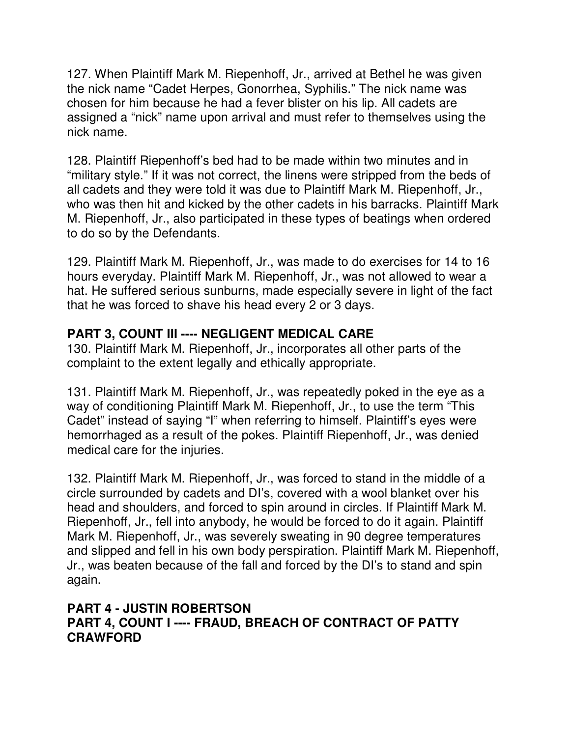127. When Plaintiff Mark M. Riepenhoff, Jr., arrived at Bethel he was given the nick name “Cadet Herpes, Gonorrhea, Syphilis.” The nick name was chosen for him because he had a fever blister on his lip. All cadets are assigned a “nick” name upon arrival and must refer to themselves using the nick name.

128. Plaintiff Riepenhoff’s bed had to be made within two minutes and in “military style.” If it was not correct, the linens were stripped from the beds of all cadets and they were told it was due to Plaintiff Mark M. Riepenhoff, Jr., who was then hit and kicked by the other cadets in his barracks. Plaintiff Mark M. Riepenhoff, Jr., also participated in these types of beatings when ordered to do so by the Defendants.

129. Plaintiff Mark M. Riepenhoff, Jr., was made to do exercises for 14 to 16 hours everyday. Plaintiff Mark M. Riepenhoff, Jr., was not allowed to wear a hat. He suffered serious sunburns, made especially severe in light of the fact that he was forced to shave his head every 2 or 3 days.

**PART 3, COUNT III ---- NEGLIGENT MEDICAL CARE**

130. Plaintiff Mark M. Riepenhoff, Jr., incorporates all other parts of the complaint to the extent legally and ethically appropriate.

131. Plaintiff Mark M. Riepenhoff, Jr., was repeatedly poked in the eye as a way of conditioning Plaintiff Mark M. Riepenhoff, Jr., to use the term “This Cadet” instead of saying “I” when referring to himself. Plaintiff’s eyes were hemorrhaged as a result of the pokes. Plaintiff Riepenhoff, Jr., was denied medical care for the injuries.

132. Plaintiff Mark M. Riepenhoff, Jr., was forced to stand in the middle of a circle surrounded by cadets and DI’s, covered with a wool blanket over his head and shoulders, and forced to spin around in circles. If Plaintiff Mark M. Riepenhoff, Jr., fell into anybody, he would be forced to do it again. Plaintiff Mark M. Riepenhoff, Jr., was severely sweating in 90 degree temperatures and slipped and fell in his own body perspiration. Plaintiff Mark M. Riepenhoff, Jr., was beaten because of the fall and forced by the DI’s to stand and spin again.

**PART 4 - JUSTIN ROBERTSON**

**PART 4, COUNT I ---- FRAUD, BREACH OF CONTRACT OF PATTY CRAWFORD**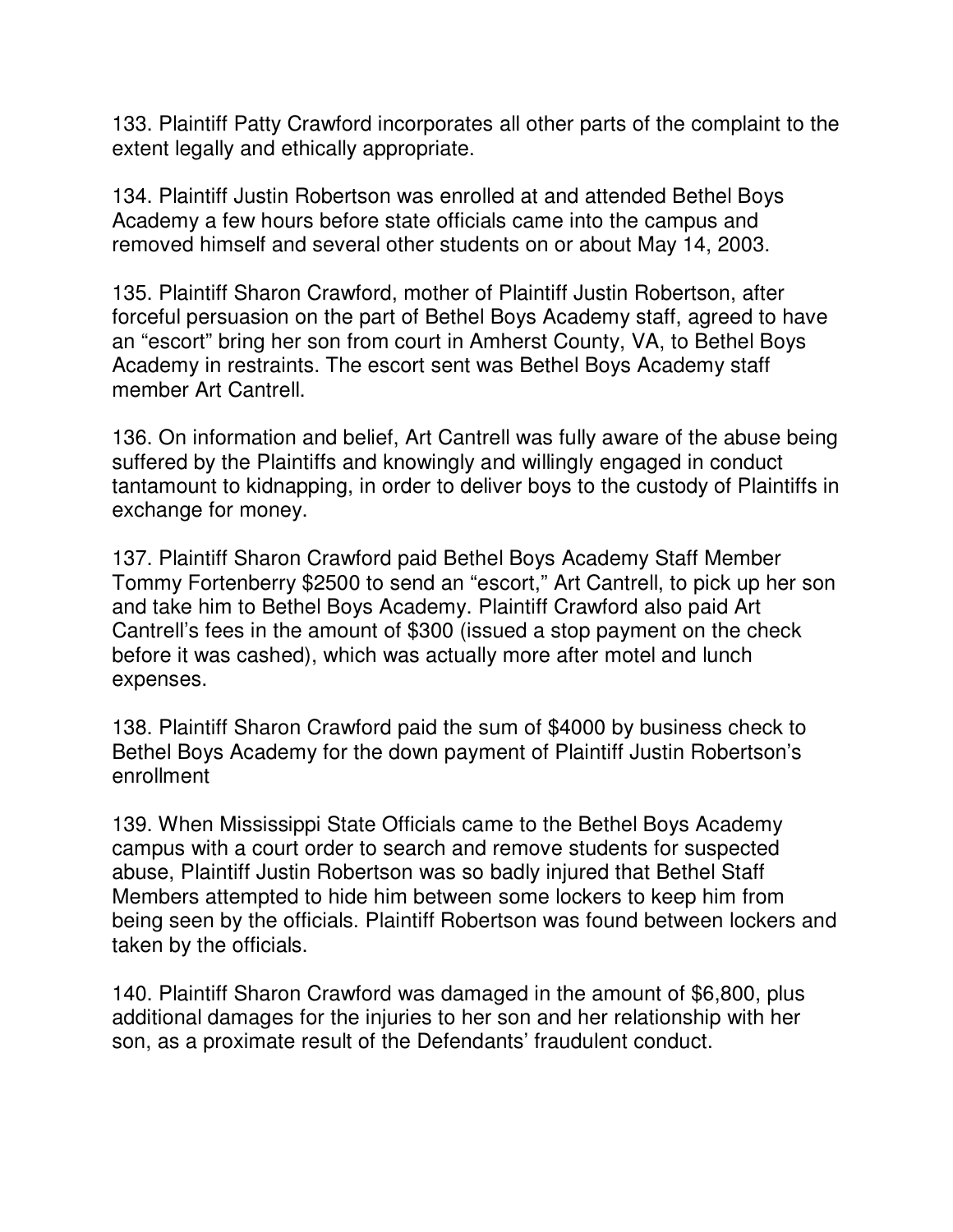133. Plaintiff Patty Crawford incorporates all other parts of the complaint to the extent legally and ethically appropriate.

134. Plaintiff Justin Robertson was enrolled at and attended Bethel Boys Academy a few hours before state officials came into the campus and removed himself and several other students on or about May 14, 2003.

135. Plaintiff Sharon Crawford, mother of Plaintiff Justin Robertson, after forceful persuasion on the part of Bethel Boys Academy staff, agreed to have an "escort" bring her son from court in Amherst County, VA, to Bethel Boys Academy in restraints. The escort sent was Bethel Boys Academy staff member Art Cantrell.

136. On information and belief, Art Cantrell was fully aware of the abuse being suffered by the Plaintiffs and knowingly and willingly engaged in conduct tantamount to kidnapping, in order to deliver boys to the custody of Plaintiffs in exchange for money.

137. Plaintiff Sharon Crawford paid Bethel Boys Academy Staff Member Tommy Fortenberry $2500 to send an "escort," Art Cantrell, to pick up her son and take him to Bethel Boys Academy. Plaintiff Crawford also paid Art Cantrell's fees in the amount of $300 (issued a stop payment on the check before it was cashed), which was actually more after motel and lunch expenses.

138. Plaintiff Sharon Crawford paid the sum of $4000 by business check to Bethel Boys Academy for the down payment of Plaintiff Justin Robertson's enrollment

139. When Mississippi State Officials came to the Bethel Boys Academy campus with a court order to search and remove students for suspected abuse, Plaintiff Justin Robertson was so badly injured that Bethel Staff Members attempted to hide him between some lockers to keep him from being seen by the officials. Plaintiff Robertson was found between lockers and taken by the officials.

140. Plaintiff Sharon Crawford was damaged in the amount of $6,800, plus additional damages for the injuries to her son and her relationship with her son, as a proximate result of the Defendants' fraudulent conduct.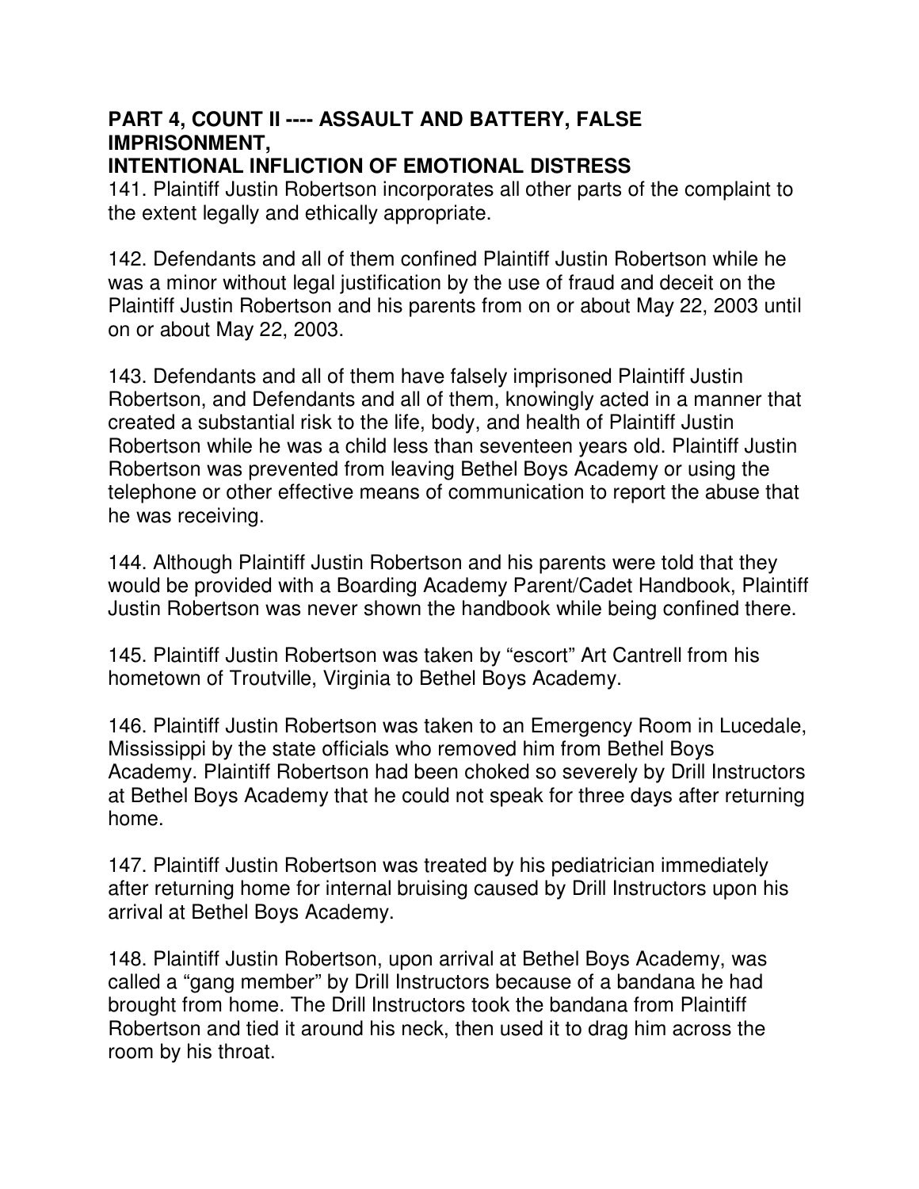**PART 4, COUNT II ---- ASSAULT AND BATTERY, FALSE IMPRISONMENT,**
**INTENTIONAL INFLICTION OF EMOTIONAL DISTRESS**

141. Plaintiff Justin Robertson incorporates all other parts of the complaint to the extent legally and ethically appropriate.

142. Defendants and all of them confined Plaintiff Justin Robertson while he was a minor without legal justification by the use of fraud and deceit on the Plaintiff Justin Robertson and his parents from on or about May 22, 2003 until on or about May 22, 2003.

143. Defendants and all of them have falsely imprisoned Plaintiff Justin Robertson, and Defendants and all of them, knowingly acted in a manner that created a substantial risk to the life, body, and health of Plaintiff Justin Robertson while he was a child less than seventeen years old. Plaintiff Justin Robertson was prevented from leaving Bethel Boys Academy or using the telephone or other effective means of communication to report the abuse that he was receiving.

144. Although Plaintiff Justin Robertson and his parents were told that they would be provided with a Boarding Academy Parent/Cadet Handbook, Plaintiff Justin Robertson was never shown the handbook while being confined there.

145. Plaintiff Justin Robertson was taken by "escort" Art Cantrell from his hometown of Troutville, Virginia to Bethel Boys Academy.

146. Plaintiff Justin Robertson was taken to an Emergency Room in Lucedale, Mississippi by the state officials who removed him from Bethel Boys Academy. Plaintiff Robertson had been choked so severely by Drill Instructors at Bethel Boys Academy that he could not speak for three days after returning home.

147. Plaintiff Justin Robertson was treated by his pediatrician immediately after returning home for internal bruising caused by Drill Instructors upon his arrival at Bethel Boys Academy.

148. Plaintiff Justin Robertson, upon arrival at Bethel Boys Academy, was called a "gang member" by Drill Instructors because of a bandana he had brought from home. The Drill Instructors took the bandana from Plaintiff Robertson and tied it around his neck, then used it to drag him across the room by his throat.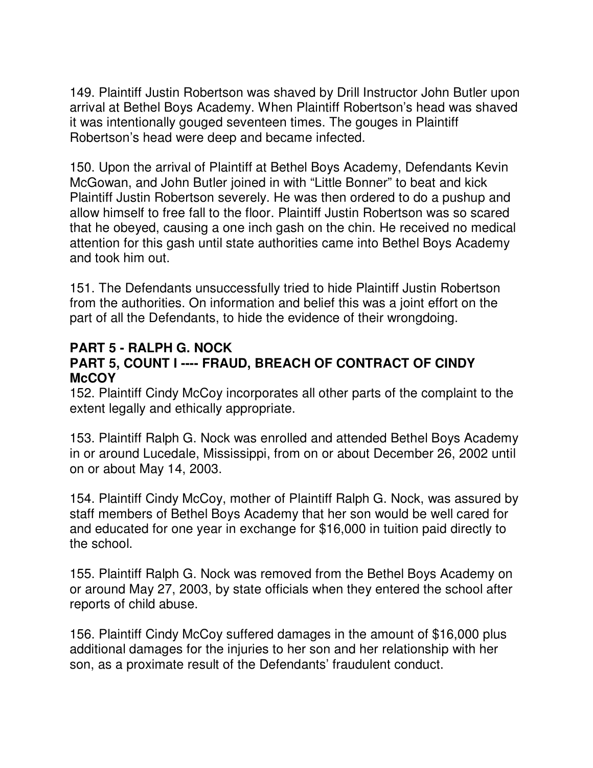149. Plaintiff Justin Robertson was shaved by Drill Instructor John Butler upon arrival at Bethel Boys Academy. When Plaintiff Robertson's head was shaved it was intentionally gouged seventeen times. The gouges in Plaintiff Robertson's head were deep and became infected.

150. Upon the arrival of Plaintiff at Bethel Boys Academy, Defendants Kevin McGowan, and John Butler joined in with "Little Bonner" to beat and kick Plaintiff Justin Robertson severely. He was then ordered to do a pushup and allow himself to free fall to the floor. Plaintiff Justin Robertson was so scared that he obeyed, causing a one inch gash on the chin. He received no medical attention for this gash until state authorities came into Bethel Boys Academy and took him out.

151. The Defendants unsuccessfully tried to hide Plaintiff Justin Robertson from the authorities. On information and belief this was a joint effort on the part of all the Defendants, to hide the evidence of their wrongdoing.

## PART 5 - RALPH G. NOCK

## PART 5, COUNT I ---- FRAUD, BREACH OF CONTRACT OF CINDY McCOY

152. Plaintiff Cindy McCoy incorporates all other parts of the complaint to the extent legally and ethically appropriate.

153. Plaintiff Ralph G. Nock was enrolled and attended Bethel Boys Academy in or around Lucedale, Mississippi, from on or about December 26, 2002 until on or about May 14, 2003.

154. Plaintiff Cindy McCoy, mother of Plaintiff Ralph G. Nock, was assured by staff members of Bethel Boys Academy that her son would be well cared for and educated for one year in exchange for $16,000 in tuition paid directly to the school.

155. Plaintiff Ralph G. Nock was removed from the Bethel Boys Academy on or around May 27, 2003, by state officials when they entered the school after reports of child abuse.

156. Plaintiff Cindy McCoy suffered damages in the amount of $16,000 plus additional damages for the injuries to her son and her relationship with her son, as a proximate result of the Defendants' fraudulent conduct.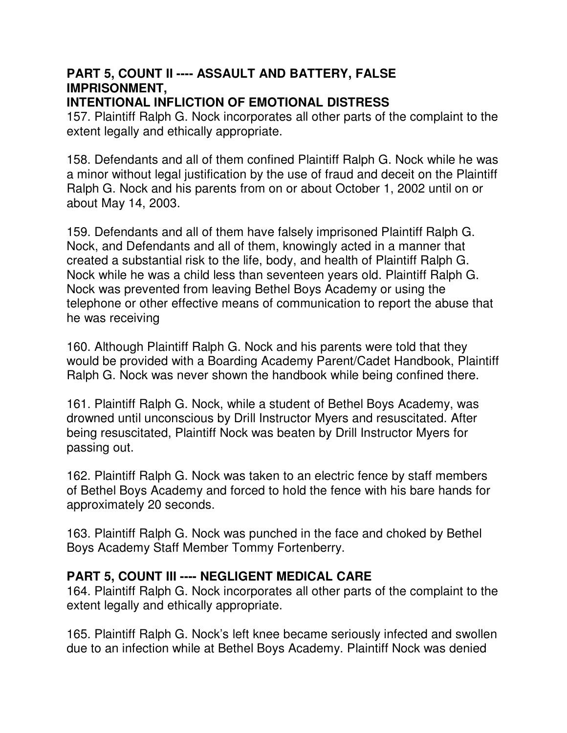**PART 5, COUNT II ---- ASSAULT AND BATTERY, FALSE IMPRISONMENT,**
**INTENTIONAL INFLICTION OF EMOTIONAL DISTRESS**

157. Plaintiff Ralph G. Nock incorporates all other parts of the complaint to the extent legally and ethically appropriate.

158. Defendants and all of them confined Plaintiff Ralph G. Nock while he was a minor without legal justification by the use of fraud and deceit on the Plaintiff Ralph G. Nock and his parents from on or about October 1, 2002 until on or about May 14, 2003.

159. Defendants and all of them have falsely imprisoned Plaintiff Ralph G. Nock, and Defendants and all of them, knowingly acted in a manner that created a substantial risk to the life, body, and health of Plaintiff Ralph G. Nock while he was a child less than seventeen years old. Plaintiff Ralph G. Nock was prevented from leaving Bethel Boys Academy or using the telephone or other effective means of communication to report the abuse that he was receiving

160. Although Plaintiff Ralph G. Nock and his parents were told that they would be provided with a Boarding Academy Parent/Cadet Handbook, Plaintiff Ralph G. Nock was never shown the handbook while being confined there.

161. Plaintiff Ralph G. Nock, while a student of Bethel Boys Academy, was drowned until unconscious by Drill Instructor Myers and resuscitated. After being resuscitated, Plaintiff Nock was beaten by Drill Instructor Myers for passing out.

162. Plaintiff Ralph G. Nock was taken to an electric fence by staff members of Bethel Boys Academy and forced to hold the fence with his bare hands for approximately 20 seconds.

163. Plaintiff Ralph G. Nock was punched in the face and choked by Bethel Boys Academy Staff Member Tommy Fortenberry.

**PART 5, COUNT III ---- NEGLIGENT MEDICAL CARE**

164. Plaintiff Ralph G. Nock incorporates all other parts of the complaint to the extent legally and ethically appropriate.

165. Plaintiff Ralph G. Nock's left knee became seriously infected and swollen due to an infection while at Bethel Boys Academy. Plaintiff Nock was denied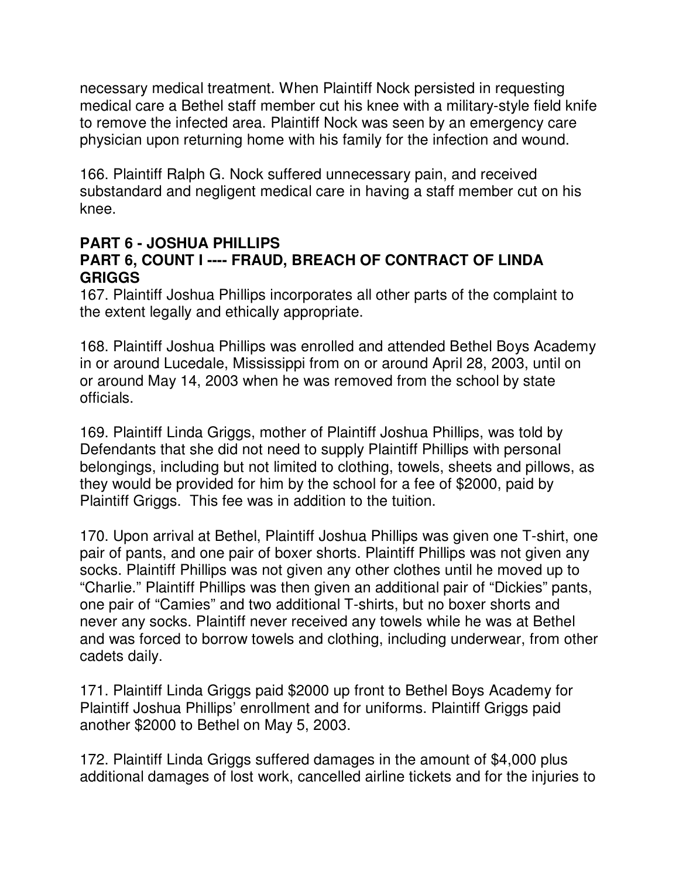necessary medical treatment. When Plaintiff Nock persisted in requesting medical care a Bethel staff member cut his knee with a military-style field knife to remove the infected area. Plaintiff Nock was seen by an emergency care physician upon returning home with his family for the infection and wound.

166. Plaintiff Ralph G. Nock suffered unnecessary pain, and received substandard and negligent medical care in having a staff member cut on his knee.

**PART 6 - JOSHUA PHILLIPS**
**PART 6, COUNT I ---- FRAUD, BREACH OF CONTRACT OF LINDA GRIGGS**

167. Plaintiff Joshua Phillips incorporates all other parts of the complaint to the extent legally and ethically appropriate.

168. Plaintiff Joshua Phillips was enrolled and attended Bethel Boys Academy in or around Lucedale, Mississippi from on or around April 28, 2003, until on or around May 14, 2003 when he was removed from the school by state officials.

169. Plaintiff Linda Griggs, mother of Plaintiff Joshua Phillips, was told by Defendants that she did not need to supply Plaintiff Phillips with personal belongings, including but not limited to clothing, towels, sheets and pillows, as they would be provided for him by the school for a fee of $2000, paid by Plaintiff Griggs. This fee was in addition to the tuition.

170. Upon arrival at Bethel, Plaintiff Joshua Phillips was given one T-shirt, one pair of pants, and one pair of boxer shorts. Plaintiff Phillips was not given any socks. Plaintiff Phillips was not given any other clothes until he moved up to "Charlie." Plaintiff Phillips was then given an additional pair of "Dickies" pants, one pair of "Camies" and two additional T-shirts, but no boxer shorts and never any socks. Plaintiff never received any towels while he was at Bethel and was forced to borrow towels and clothing, including underwear, from other cadets daily.

171. Plaintiff Linda Griggs paid $2000 up front to Bethel Boys Academy for Plaintiff Joshua Phillips' enrollment and for uniforms. Plaintiff Griggs paid another $2000 to Bethel on May 5, 2003.

172. Plaintiff Linda Griggs suffered damages in the amount of $4,000 plus additional damages of lost work, cancelled airline tickets and for the injuries to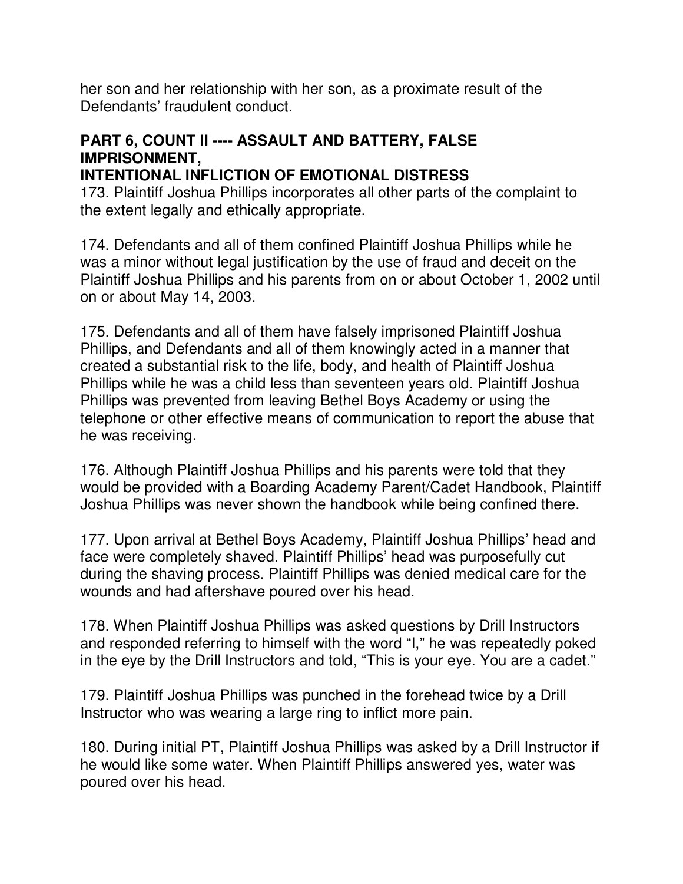her son and her relationship with her son, as a proximate result of the Defendants' fraudulent conduct.

## PART 6, COUNT II ---- ASSAULT AND BATTERY, FALSE IMPRISONMENT, INTENTIONAL INFLICTION OF EMOTIONAL DISTRESS

173. Plaintiff Joshua Phillips incorporates all other parts of the complaint to the extent legally and ethically appropriate.

174. Defendants and all of them confined Plaintiff Joshua Phillips while he was a minor without legal justification by the use of fraud and deceit on the Plaintiff Joshua Phillips and his parents from on or about October 1, 2002 until on or about May 14, 2003.

175. Defendants and all of them have falsely imprisoned Plaintiff Joshua Phillips, and Defendants and all of them knowingly acted in a manner that created a substantial risk to the life, body, and health of Plaintiff Joshua Phillips while he was a child less than seventeen years old. Plaintiff Joshua Phillips was prevented from leaving Bethel Boys Academy or using the telephone or other effective means of communication to report the abuse that he was receiving.

176. Although Plaintiff Joshua Phillips and his parents were told that they would be provided with a Boarding Academy Parent/Cadet Handbook, Plaintiff Joshua Phillips was never shown the handbook while being confined there.

177. Upon arrival at Bethel Boys Academy, Plaintiff Joshua Phillips' head and face were completely shaved. Plaintiff Phillips' head was purposefully cut during the shaving process. Plaintiff Phillips was denied medical care for the wounds and had aftershave poured over his head.

178. When Plaintiff Joshua Phillips was asked questions by Drill Instructors and responded referring to himself with the word "I," he was repeatedly poked in the eye by the Drill Instructors and told, "This is your eye. You are a cadet."

179. Plaintiff Joshua Phillips was punched in the forehead twice by a Drill Instructor who was wearing a large ring to inflict more pain.

180. During initial PT, Plaintiff Joshua Phillips was asked by a Drill Instructor if he would like some water. When Plaintiff Phillips answered yes, water was poured over his head.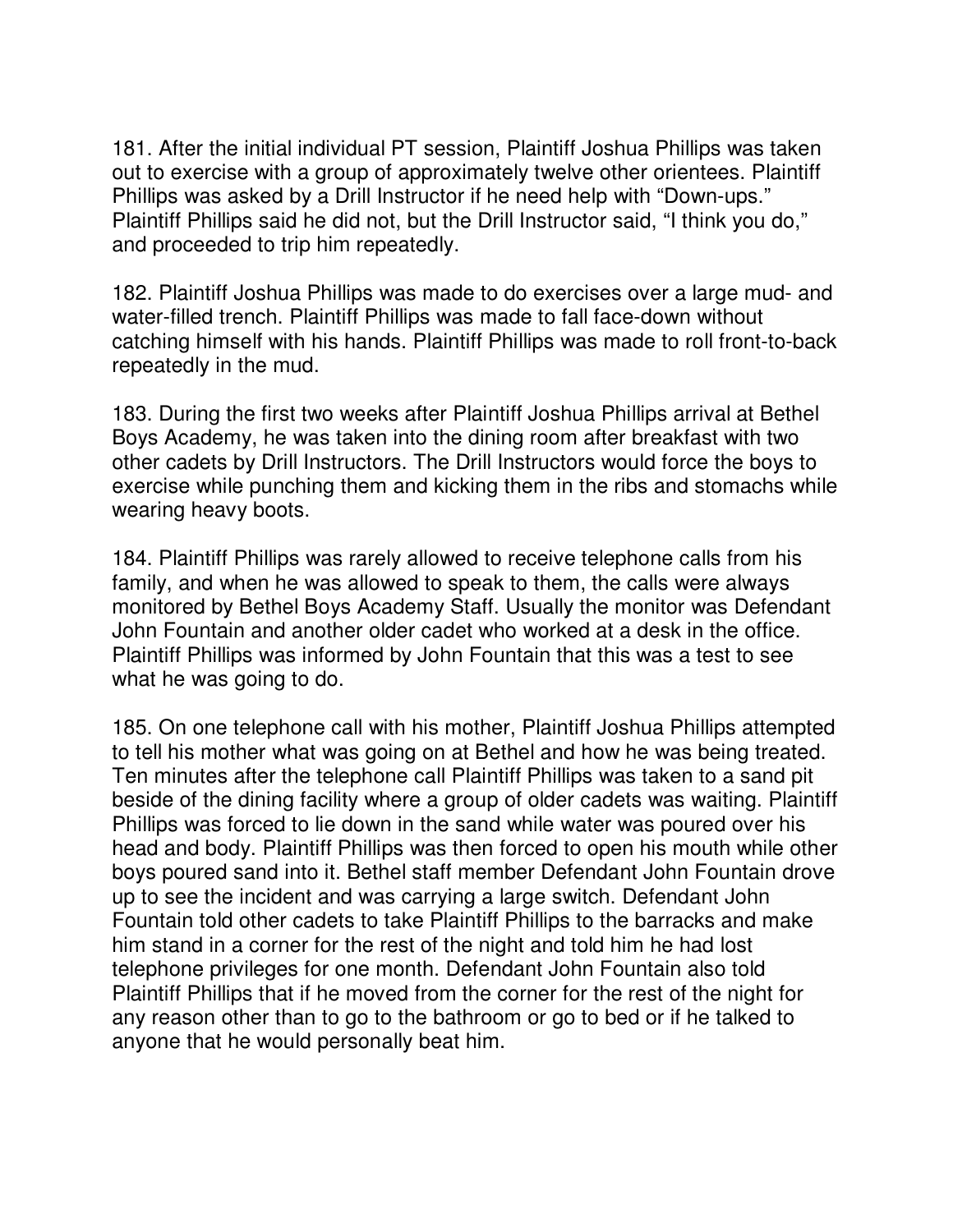181. After the initial individual PT session, Plaintiff Joshua Phillips was taken out to exercise with a group of approximately twelve other orientees. Plaintiff Phillips was asked by a Drill Instructor if he need help with "Down-ups." Plaintiff Phillips said he did not, but the Drill Instructor said, "I think you do," and proceeded to trip him repeatedly.

182. Plaintiff Joshua Phillips was made to do exercises over a large mud- and water-filled trench. Plaintiff Phillips was made to fall face-down without catching himself with his hands. Plaintiff Phillips was made to roll front-to-back repeatedly in the mud.

183. During the first two weeks after Plaintiff Joshua Phillips arrival at Bethel Boys Academy, he was taken into the dining room after breakfast with two other cadets by Drill Instructors. The Drill Instructors would force the boys to exercise while punching them and kicking them in the ribs and stomachs while wearing heavy boots.

184. Plaintiff Phillips was rarely allowed to receive telephone calls from his family, and when he was allowed to speak to them, the calls were always monitored by Bethel Boys Academy Staff. Usually the monitor was Defendant John Fountain and another older cadet who worked at a desk in the office. Plaintiff Phillips was informed by John Fountain that this was a test to see what he was going to do.

185. On one telephone call with his mother, Plaintiff Joshua Phillips attempted to tell his mother what was going on at Bethel and how he was being treated. Ten minutes after the telephone call Plaintiff Phillips was taken to a sand pit beside of the dining facility where a group of older cadets was waiting. Plaintiff Phillips was forced to lie down in the sand while water was poured over his head and body. Plaintiff Phillips was then forced to open his mouth while other boys poured sand into it. Bethel staff member Defendant John Fountain drove up to see the incident and was carrying a large switch. Defendant John Fountain told other cadets to take Plaintiff Phillips to the barracks and make him stand in a corner for the rest of the night and told him he had lost telephone privileges for one month. Defendant John Fountain also told Plaintiff Phillips that if he moved from the corner for the rest of the night for any reason other than to go to the bathroom or go to bed or if he talked to anyone that he would personally beat him.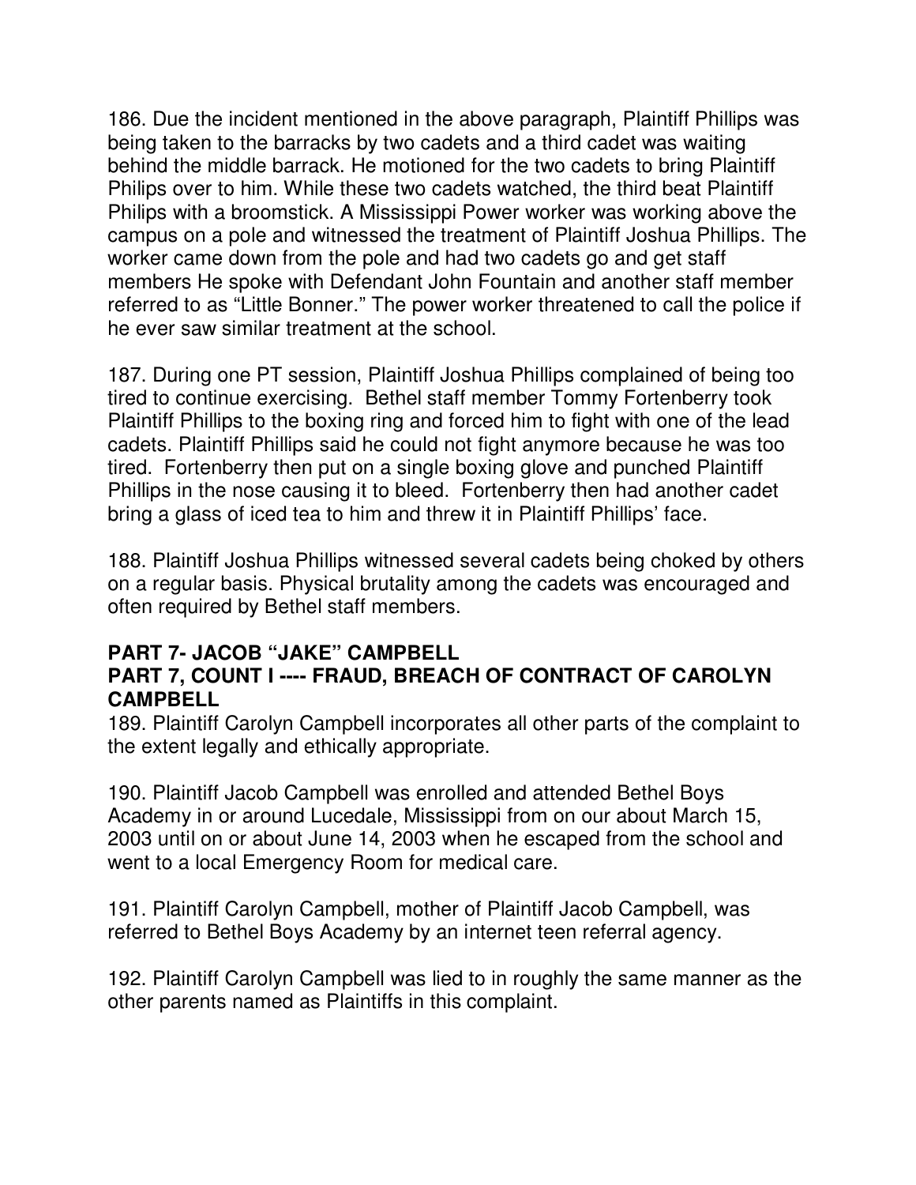186. Due the incident mentioned in the above paragraph, Plaintiff Phillips was being taken to the barracks by two cadets and a third cadet was waiting behind the middle barrack. He motioned for the two cadets to bring Plaintiff Philips over to him. While these two cadets watched, the third beat Plaintiff Philips with a broomstick. A Mississippi Power worker was working above the campus on a pole and witnessed the treatment of Plaintiff Joshua Phillips. The worker came down from the pole and had two cadets go and get staff members He spoke with Defendant John Fountain and another staff member referred to as "Little Bonner." The power worker threatened to call the police if he ever saw similar treatment at the school.

187. During one PT session, Plaintiff Joshua Phillips complained of being too tired to continue exercising. Bethel staff member Tommy Fortenberry took Plaintiff Phillips to the boxing ring and forced him to fight with one of the lead cadets. Plaintiff Phillips said he could not fight anymore because he was too tired. Fortenberry then put on a single boxing glove and punched Plaintiff Phillips in the nose causing it to bleed. Fortenberry then had another cadet bring a glass of iced tea to him and threw it in Plaintiff Phillips' face.

188. Plaintiff Joshua Phillips witnessed several cadets being choked by others on a regular basis. Physical brutality among the cadets was encouraged and often required by Bethel staff members.

**PART 7- JACOB "JAKE" CAMPBELL**
**PART 7, COUNT I ---- FRAUD, BREACH OF CONTRACT OF CAROLYN CAMPBELL**

189. Plaintiff Carolyn Campbell incorporates all other parts of the complaint to the extent legally and ethically appropriate.

190. Plaintiff Jacob Campbell was enrolled and attended Bethel Boys Academy in or around Lucedale, Mississippi from on our about March 15, 2003 until on or about June 14, 2003 when he escaped from the school and went to a local Emergency Room for medical care.

191. Plaintiff Carolyn Campbell, mother of Plaintiff Jacob Campbell, was referred to Bethel Boys Academy by an internet teen referral agency.

192. Plaintiff Carolyn Campbell was lied to in roughly the same manner as the other parents named as Plaintiffs in this complaint.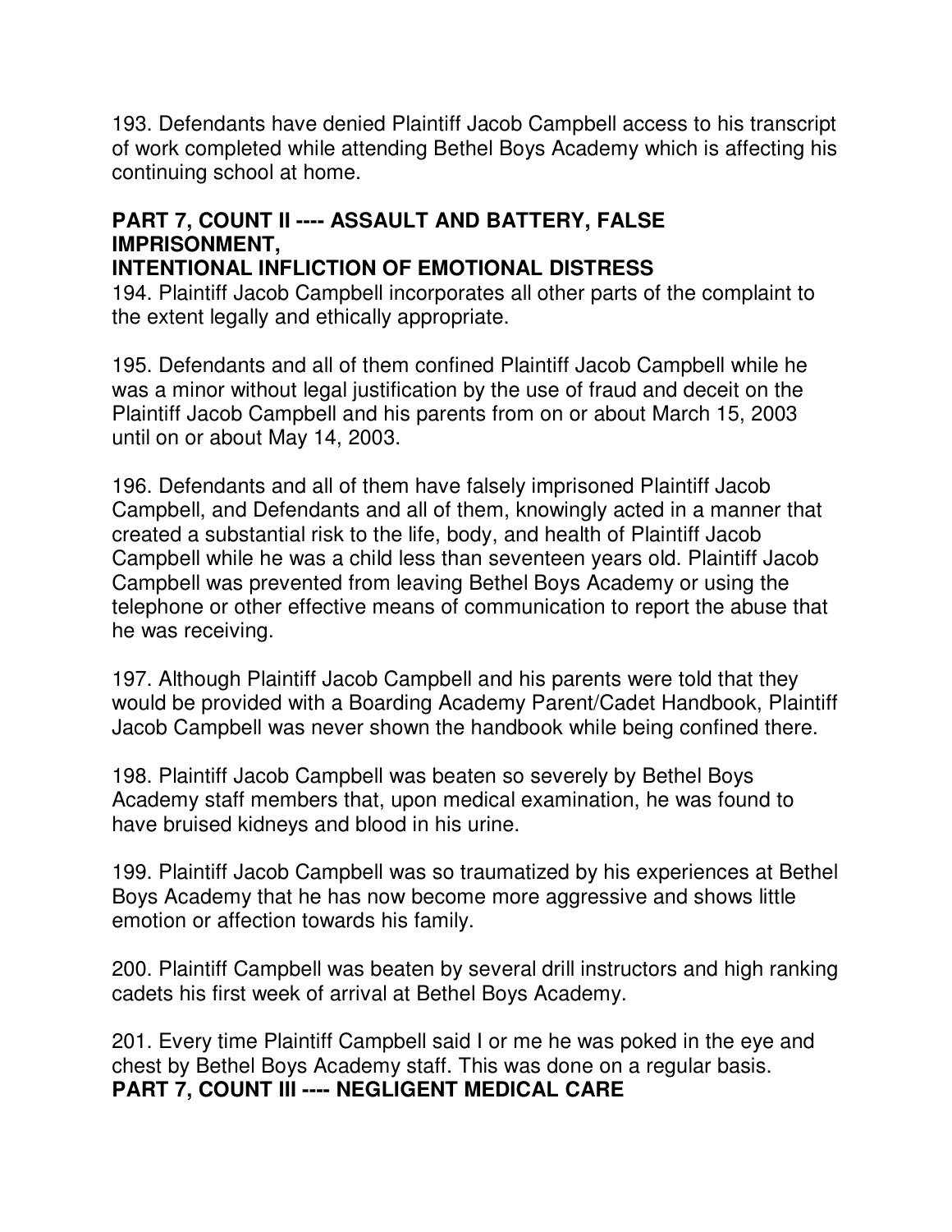193. Defendants have denied Plaintiff Jacob Campbell access to his transcript of work completed while attending Bethel Boys Academy which is affecting his continuing school at home.

**PART 7, COUNT II ---- ASSAULT AND BATTERY, FALSE IMPRISONMENT,**
**INTENTIONAL INFLICTION OF EMOTIONAL DISTRESS**

194. Plaintiff Jacob Campbell incorporates all other parts of the complaint to the extent legally and ethically appropriate.

195. Defendants and all of them confined Plaintiff Jacob Campbell while he was a minor without legal justification by the use of fraud and deceit on the Plaintiff Jacob Campbell and his parents from on or about March 15, 2003 until on or about May 14, 2003.

196. Defendants and all of them have falsely imprisoned Plaintiff Jacob Campbell, and Defendants and all of them, knowingly acted in a manner that created a substantial risk to the life, body, and health of Plaintiff Jacob Campbell while he was a child less than seventeen years old. Plaintiff Jacob Campbell was prevented from leaving Bethel Boys Academy or using the telephone or other effective means of communication to report the abuse that he was receiving.

197. Although Plaintiff Jacob Campbell and his parents were told that they would be provided with a Boarding Academy Parent/Cadet Handbook, Plaintiff Jacob Campbell was never shown the handbook while being confined there.

198. Plaintiff Jacob Campbell was beaten so severely by Bethel Boys Academy staff members that, upon medical examination, he was found to have bruised kidneys and blood in his urine.

199. Plaintiff Jacob Campbell was so traumatized by his experiences at Bethel Boys Academy that he has now become more aggressive and shows little emotion or affection towards his family.

200. Plaintiff Campbell was beaten by several drill instructors and high ranking cadets his first week of arrival at Bethel Boys Academy.

201. Every time Plaintiff Campbell said I or me he was poked in the eye and chest by Bethel Boys Academy staff. This was done on a regular basis.

**PART 7, COUNT III ---- NEGLIGENT MEDICAL CARE**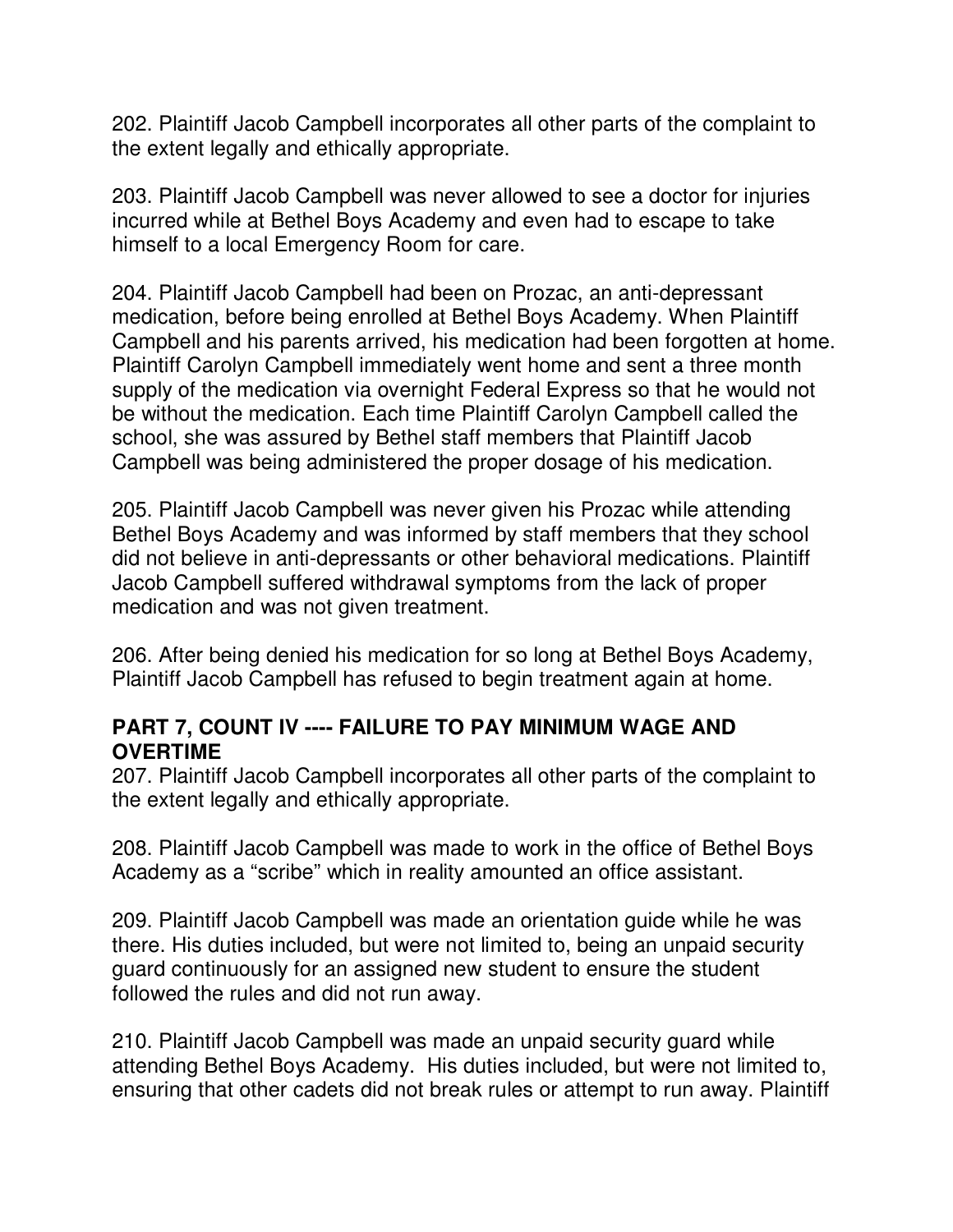202. Plaintiff Jacob Campbell incorporates all other parts of the complaint to the extent legally and ethically appropriate.

203. Plaintiff Jacob Campbell was never allowed to see a doctor for injuries incurred while at Bethel Boys Academy and even had to escape to take himself to a local Emergency Room for care.

204. Plaintiff Jacob Campbell had been on Prozac, an anti-depressant medication, before being enrolled at Bethel Boys Academy. When Plaintiff Campbell and his parents arrived, his medication had been forgotten at home. Plaintiff Carolyn Campbell immediately went home and sent a three month supply of the medication via overnight Federal Express so that he would not be without the medication. Each time Plaintiff Carolyn Campbell called the school, she was assured by Bethel staff members that Plaintiff Jacob Campbell was being administered the proper dosage of his medication.

205. Plaintiff Jacob Campbell was never given his Prozac while attending Bethel Boys Academy and was informed by staff members that they school did not believe in anti-depressants or other behavioral medications. Plaintiff Jacob Campbell suffered withdrawal symptoms from the lack of proper medication and was not given treatment.

206. After being denied his medication for so long at Bethel Boys Academy, Plaintiff Jacob Campbell has refused to begin treatment again at home.

**PART 7, COUNT IV ---- FAILURE TO PAY MINIMUM WAGE AND OVERTIME**

207. Plaintiff Jacob Campbell incorporates all other parts of the complaint to the extent legally and ethically appropriate.

208. Plaintiff Jacob Campbell was made to work in the office of Bethel Boys Academy as a "scribe" which in reality amounted an office assistant.

209. Plaintiff Jacob Campbell was made an orientation guide while he was there. His duties included, but were not limited to, being an unpaid security guard continuously for an assigned new student to ensure the student followed the rules and did not run away.

210. Plaintiff Jacob Campbell was made an unpaid security guard while attending Bethel Boys Academy. His duties included, but were not limited to, ensuring that other cadets did not break rules or attempt to run away. Plaintiff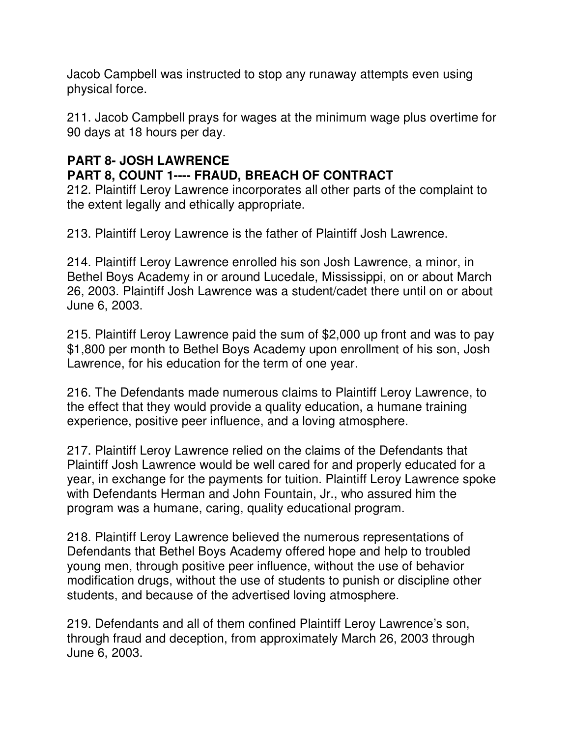Jacob Campbell was instructed to stop any runaway attempts even using physical force.

211. Jacob Campbell prays for wages at the minimum wage plus overtime for 90 days at 18 hours per day.

**PART 8- JOSH LAWRENCE**

**PART 8, COUNT 1---- FRAUD, BREACH OF CONTRACT**

212. Plaintiff Leroy Lawrence incorporates all other parts of the complaint to the extent legally and ethically appropriate.

213. Plaintiff Leroy Lawrence is the father of Plaintiff Josh Lawrence.

214. Plaintiff Leroy Lawrence enrolled his son Josh Lawrence, a minor, in Bethel Boys Academy in or around Lucedale, Mississippi, on or about March 26, 2003. Plaintiff Josh Lawrence was a student/cadet there until on or about June 6, 2003.

215. Plaintiff Leroy Lawrence paid the sum of $2,000 up front and was to pay $1,800 per month to Bethel Boys Academy upon enrollment of his son, Josh Lawrence, for his education for the term of one year.

216. The Defendants made numerous claims to Plaintiff Leroy Lawrence, to the effect that they would provide a quality education, a humane training experience, positive peer influence, and a loving atmosphere.

217. Plaintiff Leroy Lawrence relied on the claims of the Defendants that Plaintiff Josh Lawrence would be well cared for and properly educated for a year, in exchange for the payments for tuition. Plaintiff Leroy Lawrence spoke with Defendants Herman and John Fountain, Jr., who assured him the program was a humane, caring, quality educational program.

218. Plaintiff Leroy Lawrence believed the numerous representations of Defendants that Bethel Boys Academy offered hope and help to troubled young men, through positive peer influence, without the use of behavior modification drugs, without the use of students to punish or discipline other students, and because of the advertised loving atmosphere.

219. Defendants and all of them confined Plaintiff Leroy Lawrence's son, through fraud and deception, from approximately March 26, 2003 through June 6, 2003.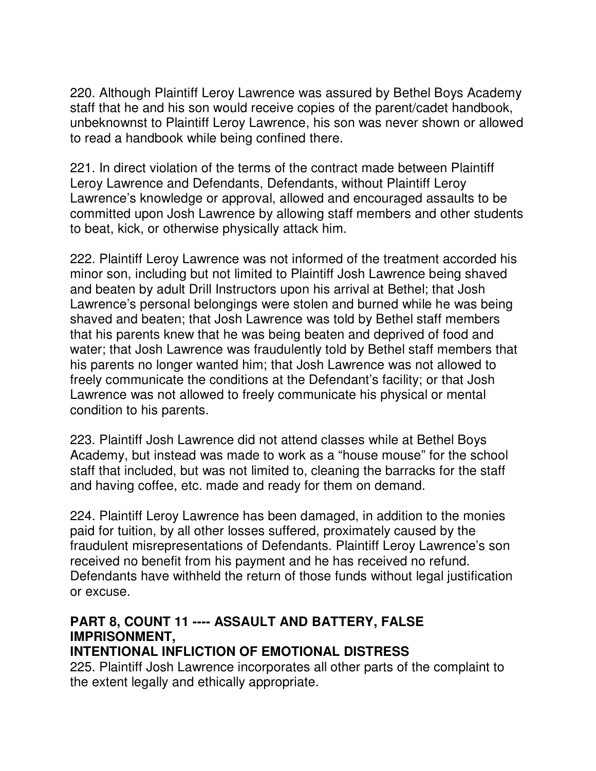220. Although Plaintiff Leroy Lawrence was assured by Bethel Boys Academy staff that he and his son would receive copies of the parent/cadet handbook, unbeknownst to Plaintiff Leroy Lawrence, his son was never shown or allowed to read a handbook while being confined there.

221. In direct violation of the terms of the contract made between Plaintiff Leroy Lawrence and Defendants, Defendants, without Plaintiff Leroy Lawrence's knowledge or approval, allowed and encouraged assaults to be committed upon Josh Lawrence by allowing staff members and other students to beat, kick, or otherwise physically attack him.

222. Plaintiff Leroy Lawrence was not informed of the treatment accorded his minor son, including but not limited to Plaintiff Josh Lawrence being shaved and beaten by adult Drill Instructors upon his arrival at Bethel; that Josh Lawrence's personal belongings were stolen and burned while he was being shaved and beaten; that Josh Lawrence was told by Bethel staff members that his parents knew that he was being beaten and deprived of food and water; that Josh Lawrence was fraudulently told by Bethel staff members that his parents no longer wanted him; that Josh Lawrence was not allowed to freely communicate the conditions at the Defendant's facility; or that Josh Lawrence was not allowed to freely communicate his physical or mental condition to his parents.

223. Plaintiff Josh Lawrence did not attend classes while at Bethel Boys Academy, but instead was made to work as a "house mouse" for the school staff that included, but was not limited to, cleaning the barracks for the staff and having coffee, etc. made and ready for them on demand.

224. Plaintiff Leroy Lawrence has been damaged, in addition to the monies paid for tuition, by all other losses suffered, proximately caused by the fraudulent misrepresentations of Defendants. Plaintiff Leroy Lawrence's son received no benefit from his payment and he has received no refund. Defendants have withheld the return of those funds without legal justification or excuse.

## PART 8, COUNT 11 ---- ASSAULT AND BATTERY, FALSE IMPRISONMENT, INTENTIONAL INFLICTION OF EMOTIONAL DISTRESS

225. Plaintiff Josh Lawrence incorporates all other parts of the complaint to the extent legally and ethically appropriate.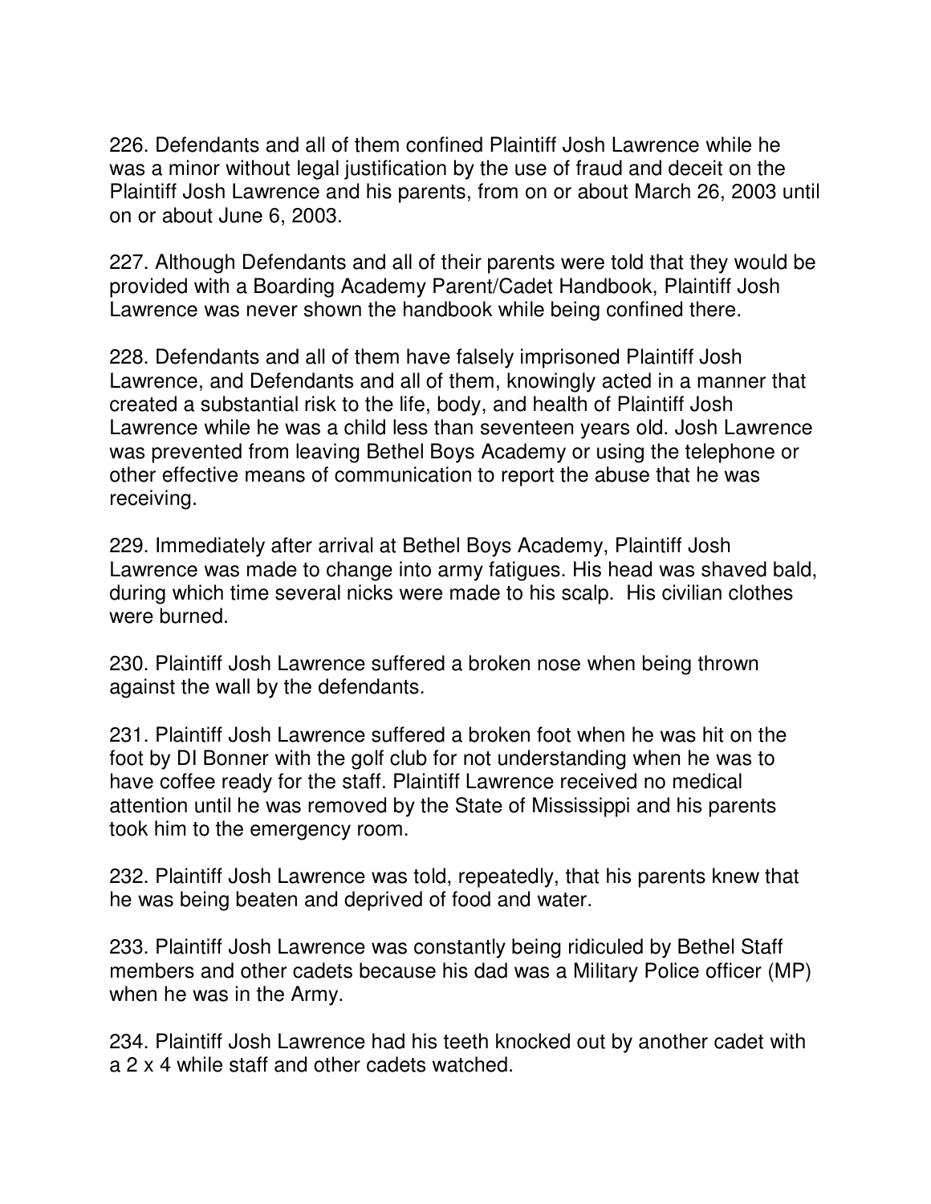226. Defendants and all of them confined Plaintiff Josh Lawrence while he was a minor without legal justification by the use of fraud and deceit on the Plaintiff Josh Lawrence and his parents, from on or about March 26, 2003 until on or about June 6, 2003.

227. Although Defendants and all of their parents were told that they would be provided with a Boarding Academy Parent/Cadet Handbook, Plaintiff Josh Lawrence was never shown the handbook while being confined there.

228. Defendants and all of them have falsely imprisoned Plaintiff Josh Lawrence, and Defendants and all of them, knowingly acted in a manner that created a substantial risk to the life, body, and health of Plaintiff Josh Lawrence while he was a child less than seventeen years old. Josh Lawrence was prevented from leaving Bethel Boys Academy or using the telephone or other effective means of communication to report the abuse that he was receiving.

229. Immediately after arrival at Bethel Boys Academy, Plaintiff Josh Lawrence was made to change into army fatigues. His head was shaved bald, during which time several nicks were made to his scalp. His civilian clothes were burned.

230. Plaintiff Josh Lawrence suffered a broken nose when being thrown against the wall by the defendants.

231. Plaintiff Josh Lawrence suffered a broken foot when he was hit on the foot by DI Bonner with the golf club for not understanding when he was to have coffee ready for the staff. Plaintiff Lawrence received no medical attention until he was removed by the State of Mississippi and his parents took him to the emergency room.

232. Plaintiff Josh Lawrence was told, repeatedly, that his parents knew that he was being beaten and deprived of food and water.

233. Plaintiff Josh Lawrence was constantly being ridiculed by Bethel Staff members and other cadets because his dad was a Military Police officer (MP) when he was in the Army.

234. Plaintiff Josh Lawrence had his teeth knocked out by another cadet with a 2 x 4 while staff and other cadets watched.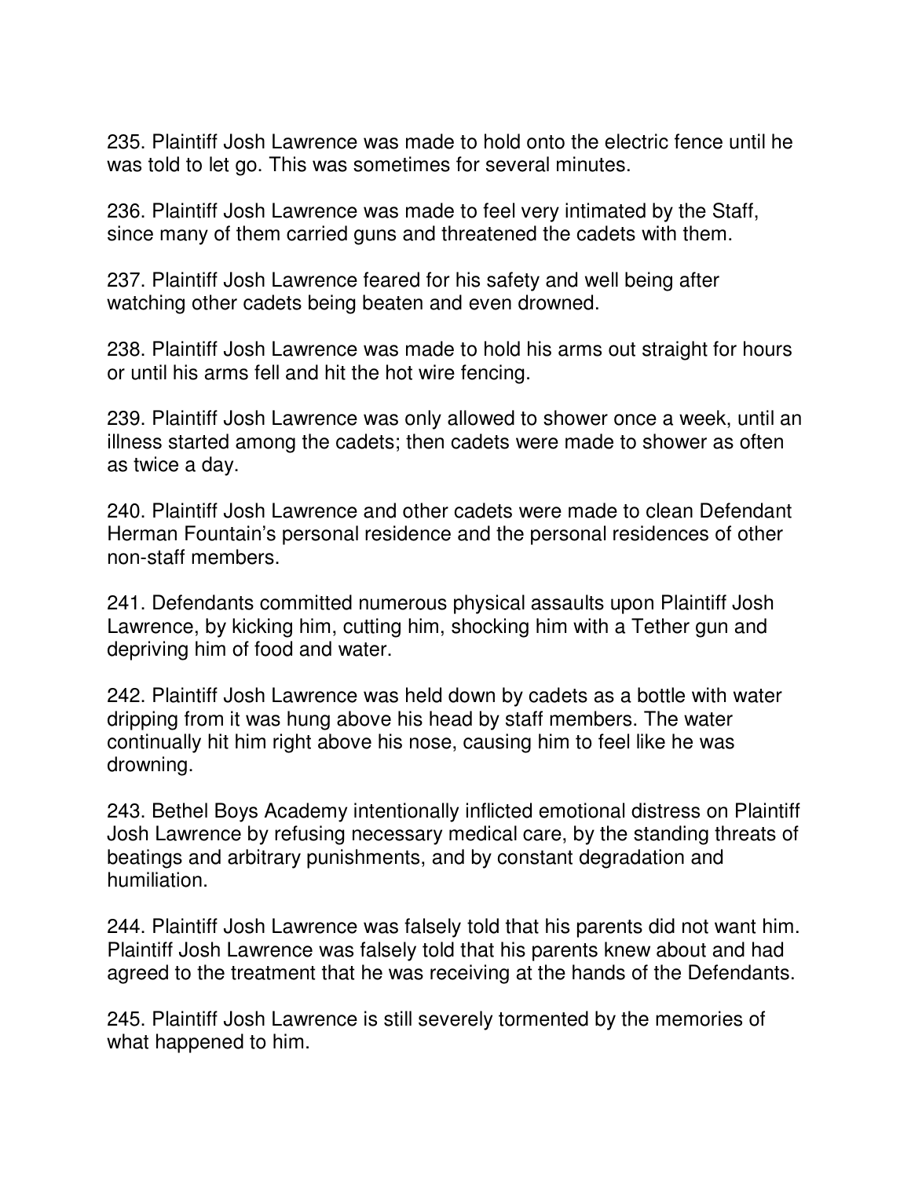235. Plaintiff Josh Lawrence was made to hold onto the electric fence until he was told to let go. This was sometimes for several minutes.

236. Plaintiff Josh Lawrence was made to feel very intimated by the Staff, since many of them carried guns and threatened the cadets with them.

237. Plaintiff Josh Lawrence feared for his safety and well being after watching other cadets being beaten and even drowned.

238. Plaintiff Josh Lawrence was made to hold his arms out straight for hours or until his arms fell and hit the hot wire fencing.

239. Plaintiff Josh Lawrence was only allowed to shower once a week, until an illness started among the cadets; then cadets were made to shower as often as twice a day.

240. Plaintiff Josh Lawrence and other cadets were made to clean Defendant Herman Fountain's personal residence and the personal residences of other non-staff members.

241. Defendants committed numerous physical assaults upon Plaintiff Josh Lawrence, by kicking him, cutting him, shocking him with a Tether gun and depriving him of food and water.

242. Plaintiff Josh Lawrence was held down by cadets as a bottle with water dripping from it was hung above his head by staff members. The water continually hit him right above his nose, causing him to feel like he was drowning.

243. Bethel Boys Academy intentionally inflicted emotional distress on Plaintiff Josh Lawrence by refusing necessary medical care, by the standing threats of beatings and arbitrary punishments, and by constant degradation and humiliation.

244. Plaintiff Josh Lawrence was falsely told that his parents did not want him. Plaintiff Josh Lawrence was falsely told that his parents knew about and had agreed to the treatment that he was receiving at the hands of the Defendants.

245. Plaintiff Josh Lawrence is still severely tormented by the memories of what happened to him.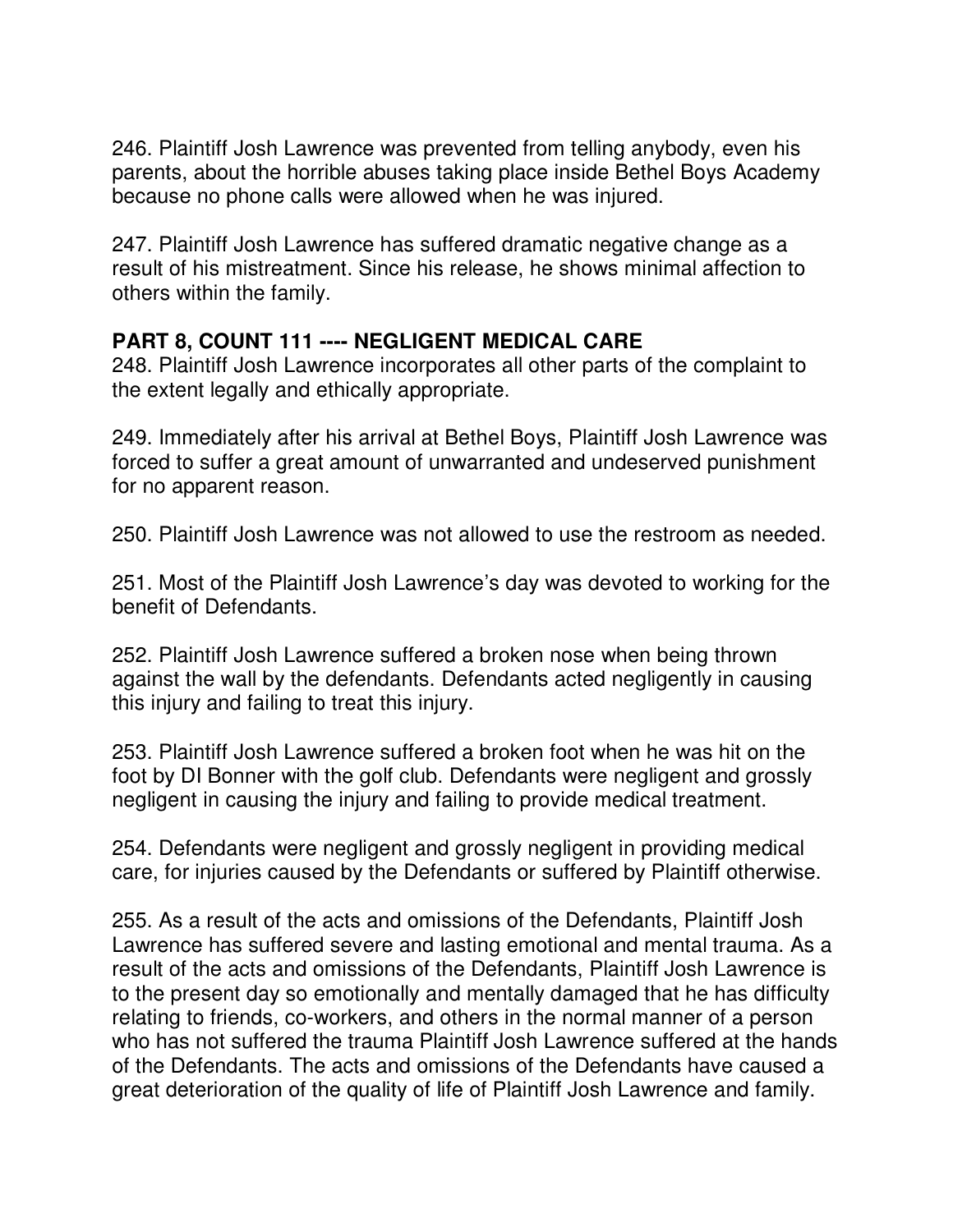246. Plaintiff Josh Lawrence was prevented from telling anybody, even his parents, about the horrible abuses taking place inside Bethel Boys Academy because no phone calls were allowed when he was injured.

247. Plaintiff Josh Lawrence has suffered dramatic negative change as a result of his mistreatment. Since his release, he shows minimal affection to others within the family.

**PART 8, COUNT 111 ---- NEGLIGENT MEDICAL CARE**

248. Plaintiff Josh Lawrence incorporates all other parts of the complaint to the extent legally and ethically appropriate.

249. Immediately after his arrival at Bethel Boys, Plaintiff Josh Lawrence was forced to suffer a great amount of unwarranted and undeserved punishment for no apparent reason.

250. Plaintiff Josh Lawrence was not allowed to use the restroom as needed.

251. Most of the Plaintiff Josh Lawrence's day was devoted to working for the benefit of Defendants.

252. Plaintiff Josh Lawrence suffered a broken nose when being thrown against the wall by the defendants. Defendants acted negligently in causing this injury and failing to treat this injury.

253. Plaintiff Josh Lawrence suffered a broken foot when he was hit on the foot by DI Bonner with the golf club. Defendants were negligent and grossly negligent in causing the injury and failing to provide medical treatment.

254. Defendants were negligent and grossly negligent in providing medical care, for injuries caused by the Defendants or suffered by Plaintiff otherwise.

255. As a result of the acts and omissions of the Defendants, Plaintiff Josh Lawrence has suffered severe and lasting emotional and mental trauma. As a result of the acts and omissions of the Defendants, Plaintiff Josh Lawrence is to the present day so emotionally and mentally damaged that he has difficulty relating to friends, co-workers, and others in the normal manner of a person who has not suffered the trauma Plaintiff Josh Lawrence suffered at the hands of the Defendants. The acts and omissions of the Defendants have caused a great deterioration of the quality of life of Plaintiff Josh Lawrence and family.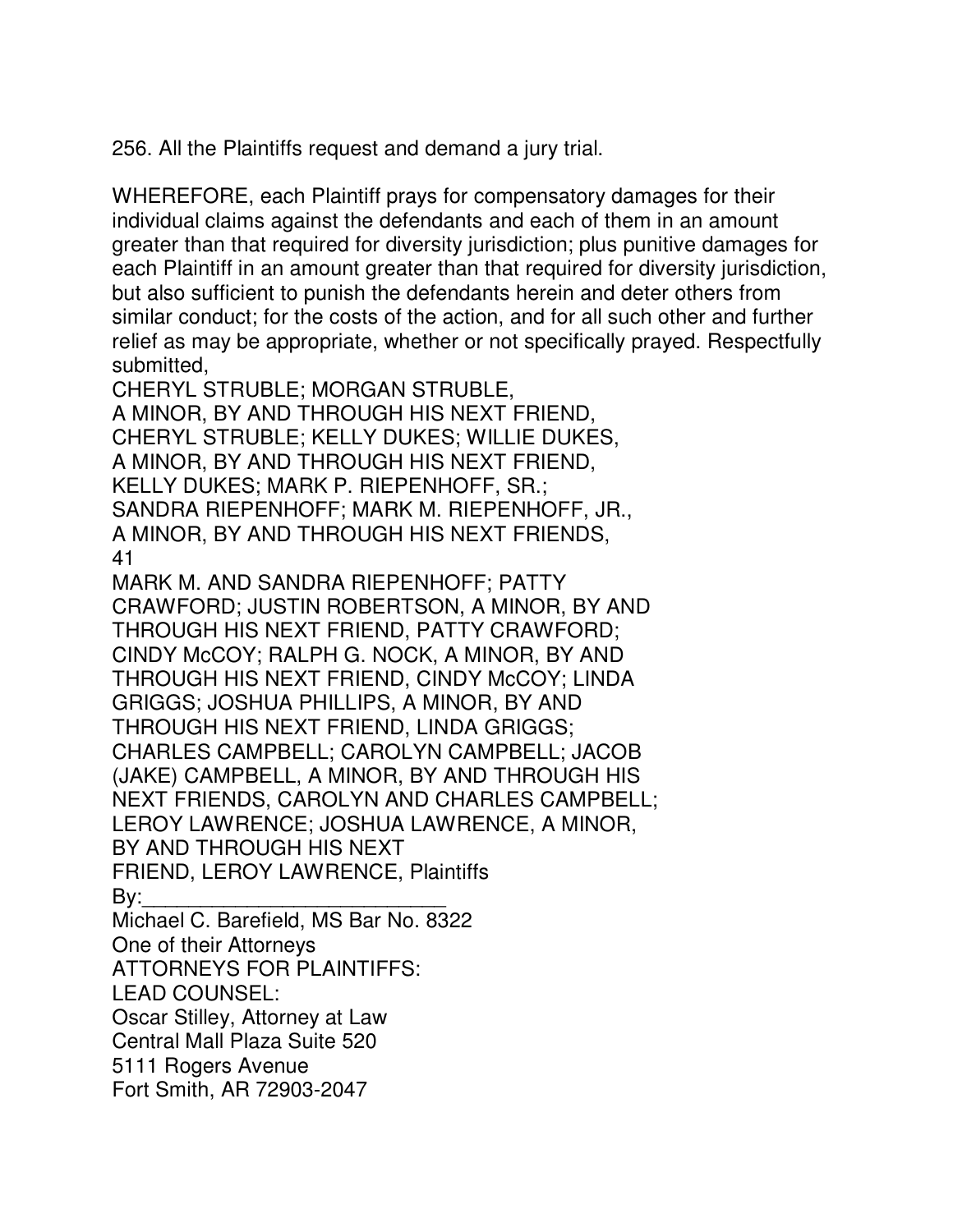256. All the Plaintiffs request and demand a jury trial.

WHEREFORE, each Plaintiff prays for compensatory damages for their individual claims against the defendants and each of them in an amount greater than that required for diversity jurisdiction; plus punitive damages for each Plaintiff in an amount greater than that required for diversity jurisdiction, but also sufficient to punish the defendants herein and deter others from similar conduct; for the costs of the action, and for all such other and further relief as may be appropriate, whether or not specifically prayed. Respectfully submitted,

CHERYL STRUBLE; MORGAN STRUBLE,
A MINOR, BY AND THROUGH HIS NEXT FRIEND,
CHERYL STRUBLE; KELLY DUKES; WILLIE DUKES,
A MINOR, BY AND THROUGH HIS NEXT FRIEND,
KELLY DUKES; MARK P. RIEPENHOFF, SR.;
SANDRA RIEPENHOFF; MARK M. RIEPENHOFF, JR.,
A MINOR, BY AND THROUGH HIS NEXT FRIENDS,
MARK M. AND SANDRA RIEPENHOFF; PATTY
CRAWFORD; JUSTIN ROBERTSON, A MINOR, BY AND
THROUGH HIS NEXT FRIEND, PATTY CRAWFORD;
CINDY McCOY; RALPH G. NOCK, A MINOR, BY AND
THROUGH HIS NEXT FRIEND, CINDY McCOY; LINDA
GRIGGS; JOSHUA PHILLIPS, A MINOR, BY AND
THROUGH HIS NEXT FRIEND, LINDA GRIGGS;
CHARLES CAMPBELL; CAROLYN CAMPBELL; JACOB
(JAKE) CAMPBELL, A MINOR, BY AND THROUGH HIS
NEXT FRIENDS, CAROLYN AND CHARLES CAMPBELL;
LEROY LAWRENCE; JOSHUA LAWRENCE, A MINOR,
BY AND THROUGH HIS NEXT
FRIEND, LEROY LAWRENCE, Plaintiffs

By:___________________________

Michael C. Barefield, MS Bar No. 8322
One of their Attorneys

ATTORNEYS FOR PLAINTIFFS:

LEAD COUNSEL:

Oscar Stilley, Attorney at Law
Central Mall Plaza Suite 520
5111 Rogers Avenue
Fort Smith, AR 72903-2047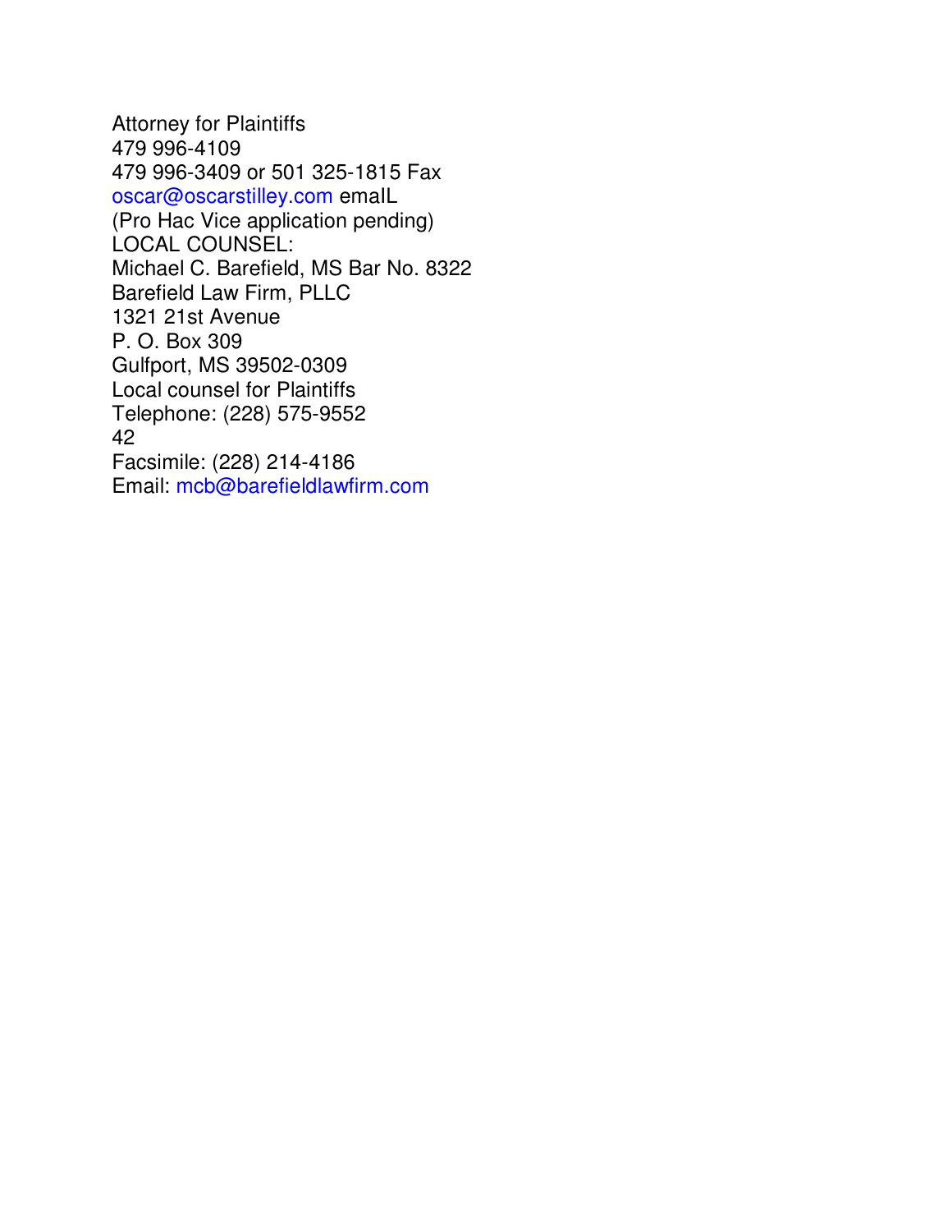Attorney for Plaintiffs
479 996-4109
479 996-3409 or 501 325-1815 Fax
oscar@oscarstilley.com emaIL
(Pro Hac Vice application pending)
LOCAL COUNSEL:
Michael C. Barefield, MS Bar No. 8322
Barefield Law Firm, PLLC
1321 21st Avenue
P. O. Box 309
Gulfport, MS 39502-0309
Local counsel for Plaintiffs
Telephone: (228) 575-9552
42
Facsimile: (228) 214-4186
Email: mcb@barefieldlawfirm.com